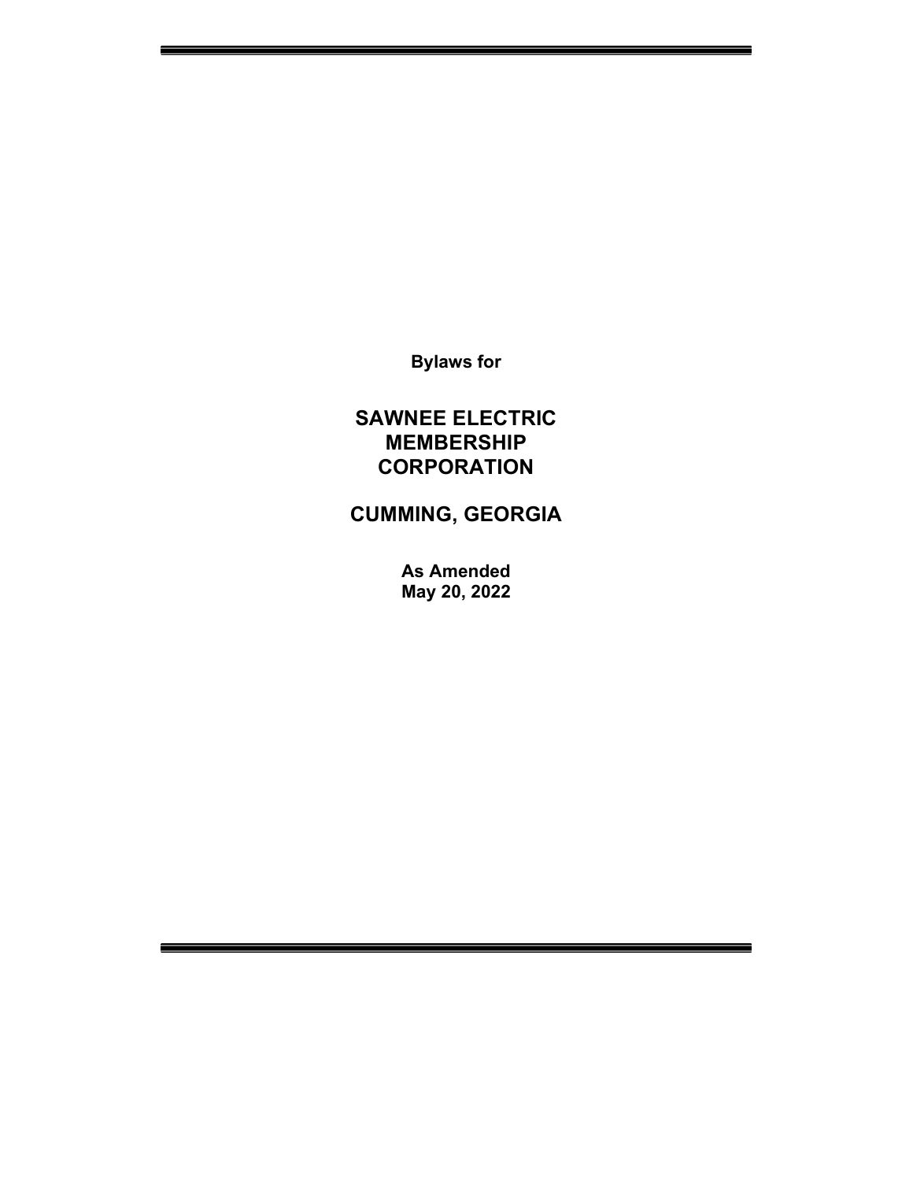**Bylaws for**

# SAWNEE ELECTRIC MEMBERSHIP CORPORATION

## CUMMING, GEORGIA

**As Amended**
**May 20, 2022**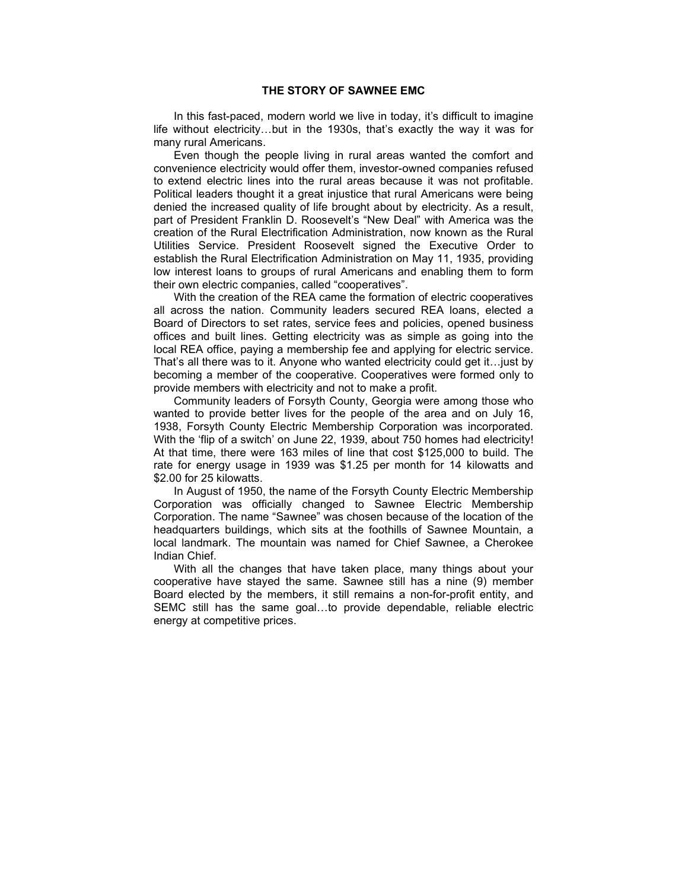# THE STORY OF SAWNEE EMC

In this fast-paced, modern world we live in today, it's difficult to imagine life without electricity…but in the 1930s, that's exactly the way it was for many rural Americans.

Even though the people living in rural areas wanted the comfort and convenience electricity would offer them, investor-owned companies refused to extend electric lines into the rural areas because it was not profitable. Political leaders thought it a great injustice that rural Americans were being denied the increased quality of life brought about by electricity. As a result, part of President Franklin D. Roosevelt's "New Deal" with America was the creation of the Rural Electrification Administration, now known as the Rural Utilities Service. President Roosevelt signed the Executive Order to establish the Rural Electrification Administration on May 11, 1935, providing low interest loans to groups of rural Americans and enabling them to form their own electric companies, called "cooperatives".

With the creation of the REA came the formation of electric cooperatives all across the nation. Community leaders secured REA loans, elected a Board of Directors to set rates, service fees and policies, opened business offices and built lines. Getting electricity was as simple as going into the local REA office, paying a membership fee and applying for electric service. That's all there was to it. Anyone who wanted electricity could get it…just by becoming a member of the cooperative. Cooperatives were formed only to provide members with electricity and not to make a profit.

Community leaders of Forsyth County, Georgia were among those who wanted to provide better lives for the people of the area and on July 16, 1938, Forsyth County Electric Membership Corporation was incorporated. With the 'flip of a switch' on June 22, 1939, about 750 homes had electricity! At that time, there were 163 miles of line that cost $125,000 to build. The rate for energy usage in 1939 was $1.25 per month for 14 kilowatts and $2.00 for 25 kilowatts.

In August of 1950, the name of the Forsyth County Electric Membership Corporation was officially changed to Sawnee Electric Membership Corporation. The name "Sawnee" was chosen because of the location of the headquarters buildings, which sits at the foothills of Sawnee Mountain, a local landmark. The mountain was named for Chief Sawnee, a Cherokee Indian Chief.

With all the changes that have taken place, many things about your cooperative have stayed the same. Sawnee still has a nine (9) member Board elected by the members, it still remains a non-for-profit entity, and SEMC still has the same goal…to provide dependable, reliable electric energy at competitive prices.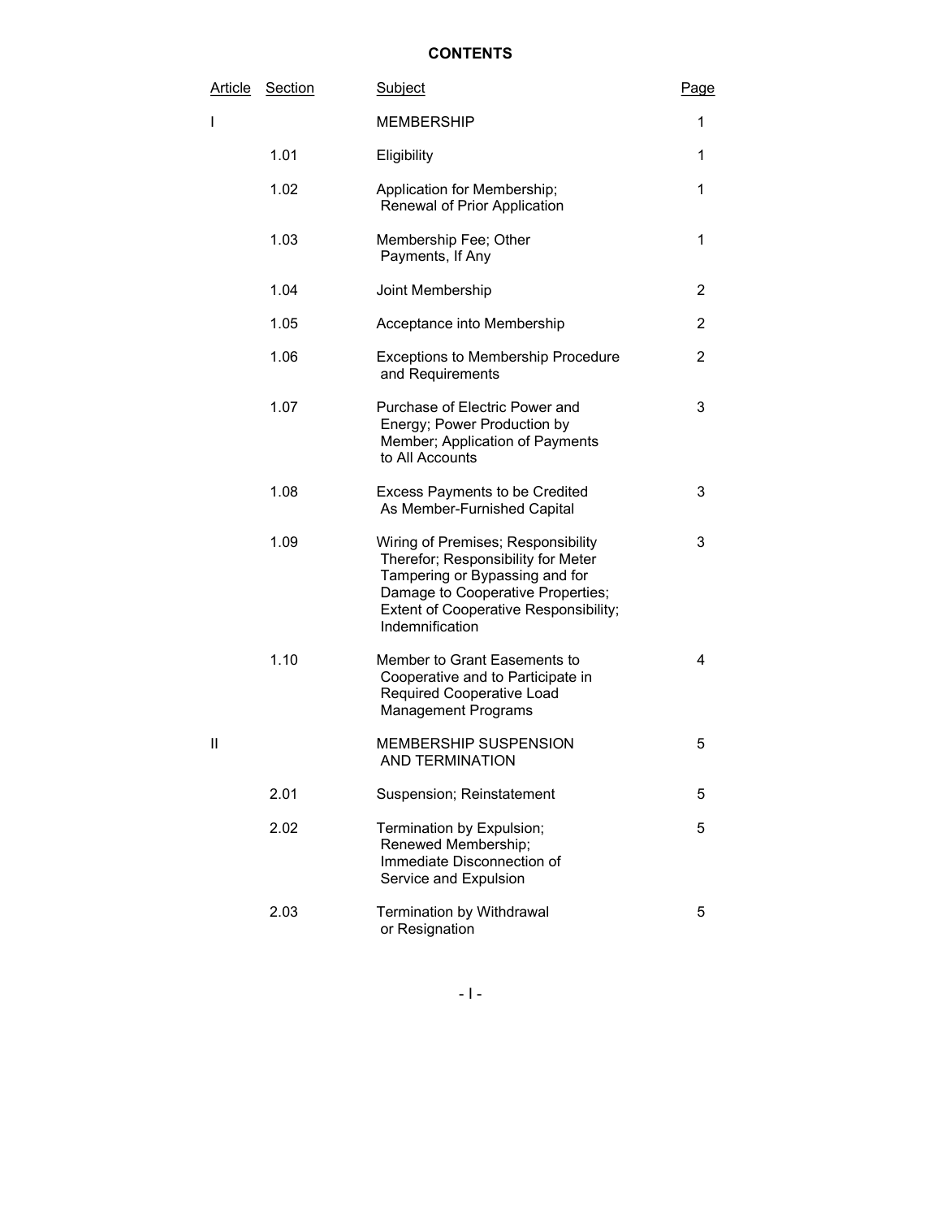**CONTENTS**

| Article | Section | Subject | Page |
|---|---|---|---|
| I | | MEMBERSHIP | 1 |
| | 1.01 | Eligibility | 1 |
| | 1.02 | Application for Membership; Renewal of Prior Application | 1 |
| | 1.03 | Membership Fee; Other Payments, If Any | 1 |
| | 1.04 | Joint Membership | 2 |
| | 1.05 | Acceptance into Membership | 2 |
| | 1.06 | Exceptions to Membership Procedure and Requirements | 2 |
| | 1.07 | Purchase of Electric Power and Energy; Power Production by Member; Application of Payments to All Accounts | 3 |
| | 1.08 | Excess Payments to be Credited As Member-Furnished Capital | 3 |
| | 1.09 | Wiring of Premises; Responsibility Therefor; Responsibility for Meter Tampering or Bypassing and for Damage to Cooperative Properties; Extent of Cooperative Responsibility; Indemnification | 3 |
| | 1.10 | Member to Grant Easements to Cooperative and to Participate in Required Cooperative Load Management Programs | 4 |
| II | | MEMBERSHIP SUSPENSION AND TERMINATION | 5 |
| | 2.01 | Suspension; Reinstatement | 5 |
| | 2.02 | Termination by Expulsion; Renewed Membership; Immediate Disconnection of Service and Expulsion | 5 |
| | 2.03 | Termination by Withdrawal or Resignation | 5 |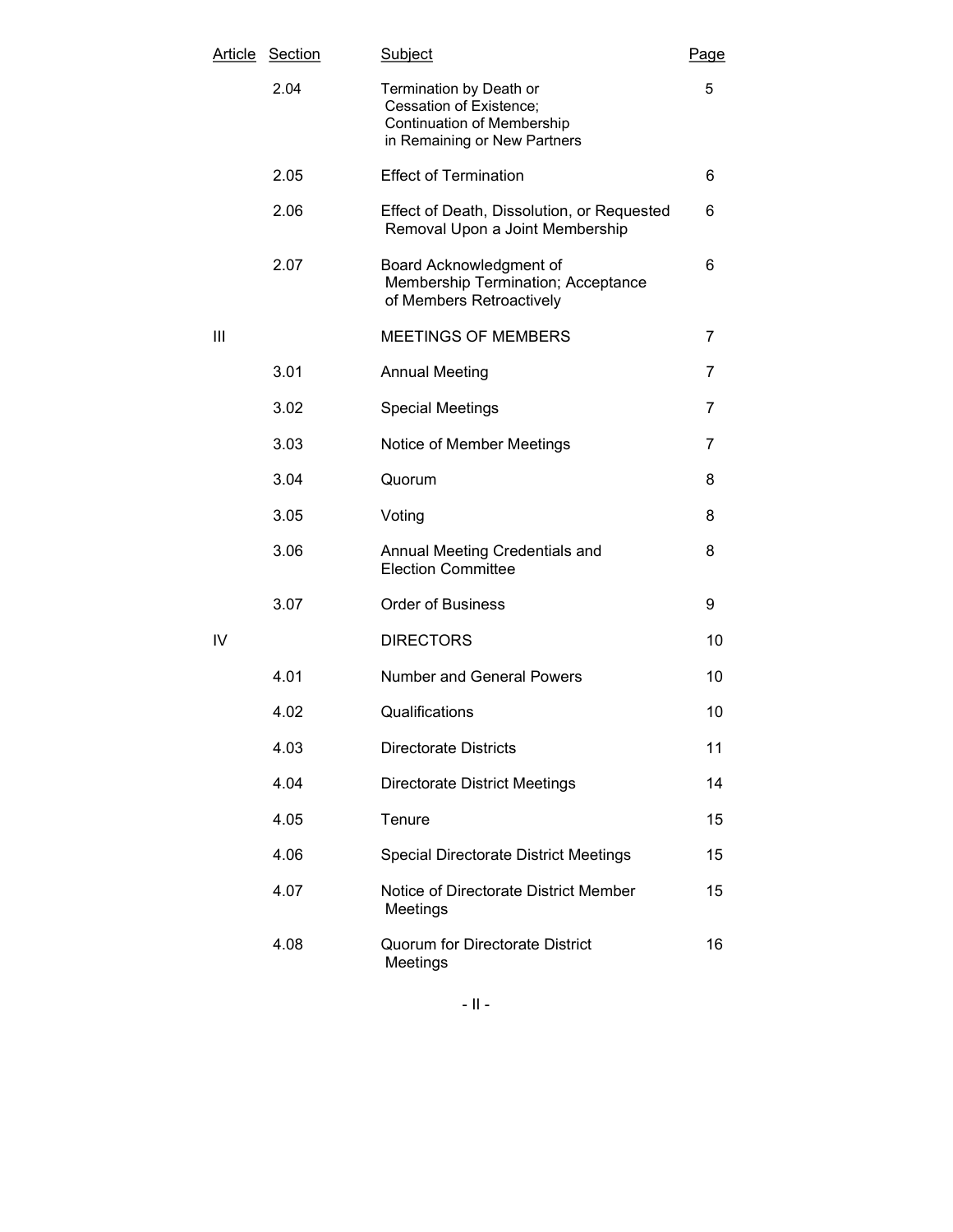| Article | Section | Subject | Page |
|---|---|---|---|
| | 2.04 | Termination by Death or Cessation of Existence; Continuation of Membership in Remaining or New Partners | 5 |
| | 2.05 | Effect of Termination | 6 |
| | 2.06 | Effect of Death, Dissolution, or Requested Removal Upon a Joint Membership | 6 |
| | 2.07 | Board Acknowledgment of Membership Termination; Acceptance of Members Retroactively | 6 |
| III | | MEETINGS OF MEMBERS | 7 |
| | 3.01 | Annual Meeting | 7 |
| | 3.02 | Special Meetings | 7 |
| | 3.03 | Notice of Member Meetings | 7 |
| | 3.04 | Quorum | 8 |
| | 3.05 | Voting | 8 |
| | 3.06 | Annual Meeting Credentials and Election Committee | 8 |
| | 3.07 | Order of Business | 9 |
| IV | | DIRECTORS | 10 |
| | 4.01 | Number and General Powers | 10 |
| | 4.02 | Qualifications | 10 |
| | 4.03 | Directorate Districts | 11 |
| | 4.04 | Directorate District Meetings | 14 |
| | 4.05 | Tenure | 15 |
| | 4.06 | Special Directorate District Meetings | 15 |
| | 4.07 | Notice of Directorate District Member Meetings | 15 |
| | 4.08 | Quorum for Directorate District Meetings | 16 |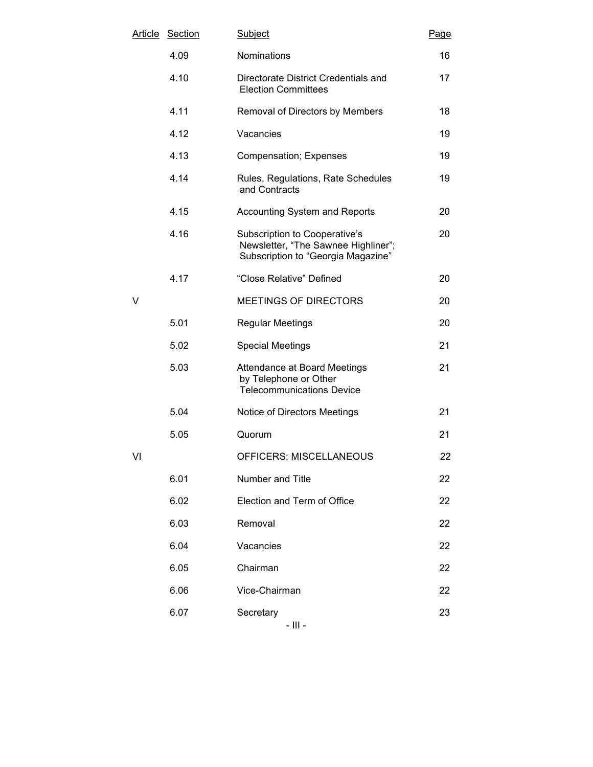| Article | Section | Subject | Page |
|---|---|---|---|
| | 4.09 | Nominations | 16 |
| | 4.10 | Directorate District Credentials and Election Committees | 17 |
| | 4.11 | Removal of Directors by Members | 18 |
| | 4.12 | Vacancies | 19 |
| | 4.13 | Compensation; Expenses | 19 |
| | 4.14 | Rules, Regulations, Rate Schedules and Contracts | 19 |
| | 4.15 | Accounting System and Reports | 20 |
| | 4.16 | Subscription to Cooperative's Newsletter, "The Sawnee Highliner"; Subscription to "Georgia Magazine" | 20 |
| | 4.17 | "Close Relative" Defined | 20 |
| V | | MEETINGS OF DIRECTORS | 20 |
| | 5.01 | Regular Meetings | 20 |
| | 5.02 | Special Meetings | 21 |
| | 5.03 | Attendance at Board Meetings by Telephone or Other Telecommunications Device | 21 |
| | 5.04 | Notice of Directors Meetings | 21 |
| | 5.05 | Quorum | 21 |
| VI | | OFFICERS; MISCELLANEOUS | 22 |
| | 6.01 | Number and Title | 22 |
| | 6.02 | Election and Term of Office | 22 |
| | 6.03 | Removal | 22 |
| | 6.04 | Vacancies | 22 |
| | 6.05 | Chairman | 22 |
| | 6.06 | Vice-Chairman | 22 |
| | 6.07 | Secretary | 23 |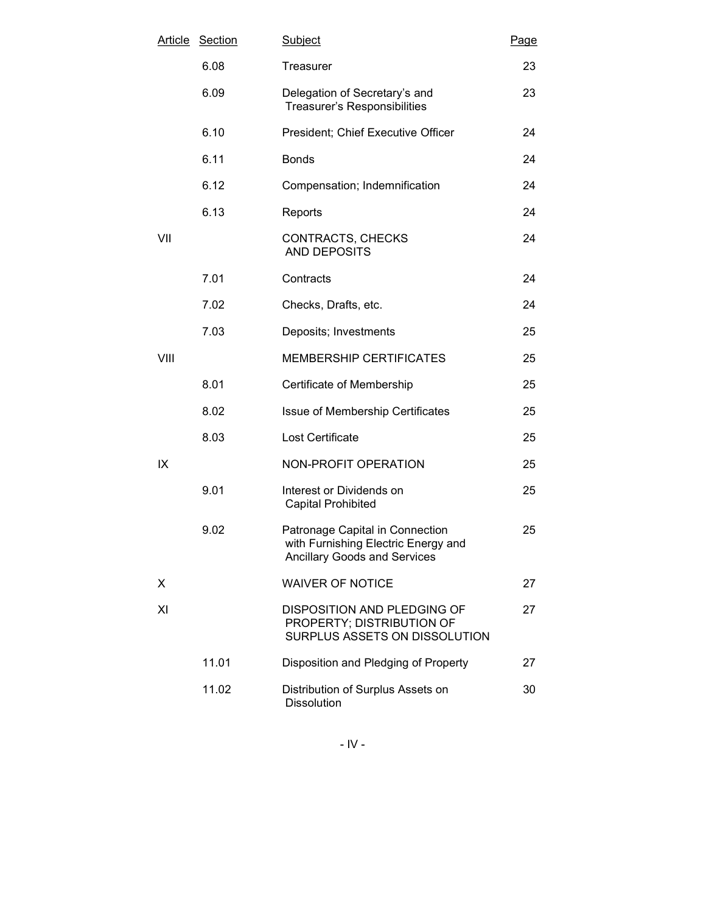| Article | Section | Subject | Page |
|---|---|---|---|
| | 6.08 | Treasurer | 23 |
| | 6.09 | Delegation of Secretary's and Treasurer's Responsibilities | 23 |
| | 6.10 | President; Chief Executive Officer | 24 |
| | 6.11 | Bonds | 24 |
| | 6.12 | Compensation; Indemnification | 24 |
| | 6.13 | Reports | 24 |
| VII | | CONTRACTS, CHECKS AND DEPOSITS | 24 |
| | 7.01 | Contracts | 24 |
| | 7.02 | Checks, Drafts, etc. | 24 |
| | 7.03 | Deposits; Investments | 25 |
| VIII | | MEMBERSHIP CERTIFICATES | 25 |
| | 8.01 | Certificate of Membership | 25 |
| | 8.02 | Issue of Membership Certificates | 25 |
| | 8.03 | Lost Certificate | 25 |
| IX | | NON-PROFIT OPERATION | 25 |
| | 9.01 | Interest or Dividends on Capital Prohibited | 25 |
| | 9.02 | Patronage Capital in Connection with Furnishing Electric Energy and Ancillary Goods and Services | 25 |
| X | | WAIVER OF NOTICE | 27 |
| XI | | DISPOSITION AND PLEDGING OF PROPERTY; DISTRIBUTION OF SURPLUS ASSETS ON DISSOLUTION | 27 |
| | 11.01 | Disposition and Pledging of Property | 27 |
| | 11.02 | Distribution of Surplus Assets on Dissolution | 30 |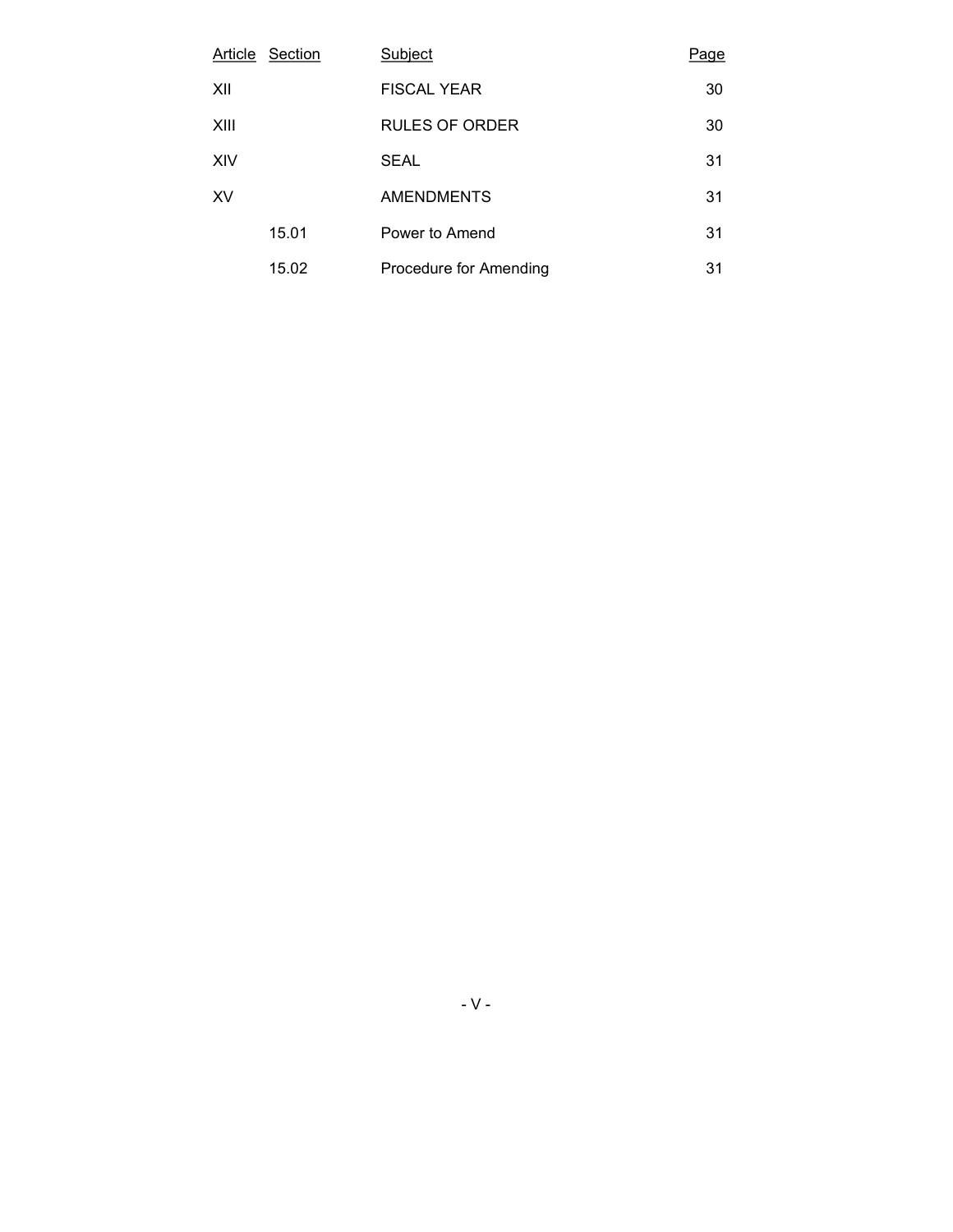| Article | Section | Subject | Page |
|---|---|---|---|
| XII | | FISCAL YEAR | 30 |
| XIII | | RULES OF ORDER | 30 |
| XIV | | SEAL | 31 |
| XV | | AMENDMENTS | 31 |
| | 15.01 | Power to Amend | 31 |
| | 15.02 | Procedure for Amending | 31 |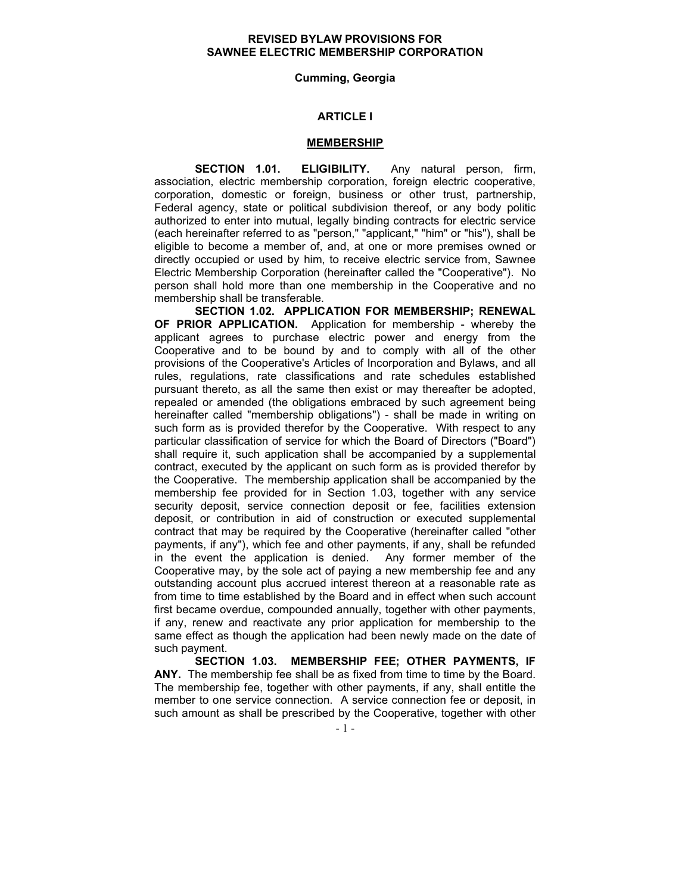# REVISED BYLAW PROVISIONS FOR SAWNEE ELECTRIC MEMBERSHIP CORPORATION

**Cumming, Georgia**

## ARTICLE I

### MEMBERSHIP

**SECTION 1.01. ELIGIBILITY.** Any natural person, firm, association, electric membership corporation, foreign electric cooperative, corporation, domestic or foreign, business or other trust, partnership, Federal agency, state or political subdivision thereof, or any body politic authorized to enter into mutual, legally binding contracts for electric service (each hereinafter referred to as "person," "applicant," "him" or "his"), shall be eligible to become a member of, and, at one or more premises owned or directly occupied or used by him, to receive electric service from, Sawnee Electric Membership Corporation (hereinafter called the "Cooperative"). No person shall hold more than one membership in the Cooperative and no membership shall be transferable.

**SECTION 1.02. APPLICATION FOR MEMBERSHIP; RENEWAL OF PRIOR APPLICATION.** Application for membership - whereby the applicant agrees to purchase electric power and energy from the Cooperative and to be bound by and to comply with all of the other provisions of the Cooperative's Articles of Incorporation and Bylaws, and all rules, regulations, rate classifications and rate schedules established pursuant thereto, as all the same then exist or may thereafter be adopted, repealed or amended (the obligations embraced by such agreement being hereinafter called "membership obligations") - shall be made in writing on such form as is provided therefor by the Cooperative. With respect to any particular classification of service for which the Board of Directors ("Board") shall require it, such application shall be accompanied by a supplemental contract, executed by the applicant on such form as is provided therefor by the Cooperative. The membership application shall be accompanied by the membership fee provided for in Section 1.03, together with any service security deposit, service connection deposit or fee, facilities extension deposit, or contribution in aid of construction or executed supplemental contract that may be required by the Cooperative (hereinafter called "other payments, if any"), which fee and other payments, if any, shall be refunded in the event the application is denied. Any former member of the Cooperative may, by the sole act of paying a new membership fee and any outstanding account plus accrued interest thereon at a reasonable rate as from time to time established by the Board and in effect when such account first became overdue, compounded annually, together with other payments, if any, renew and reactivate any prior application for membership to the same effect as though the application had been newly made on the date of such payment.

**SECTION 1.03. MEMBERSHIP FEE; OTHER PAYMENTS, IF ANY.** The membership fee shall be as fixed from time to time by the Board. The membership fee, together with other payments, if any, shall entitle the member to one service connection. A service connection fee or deposit, in such amount as shall be prescribed by the Cooperative, together with other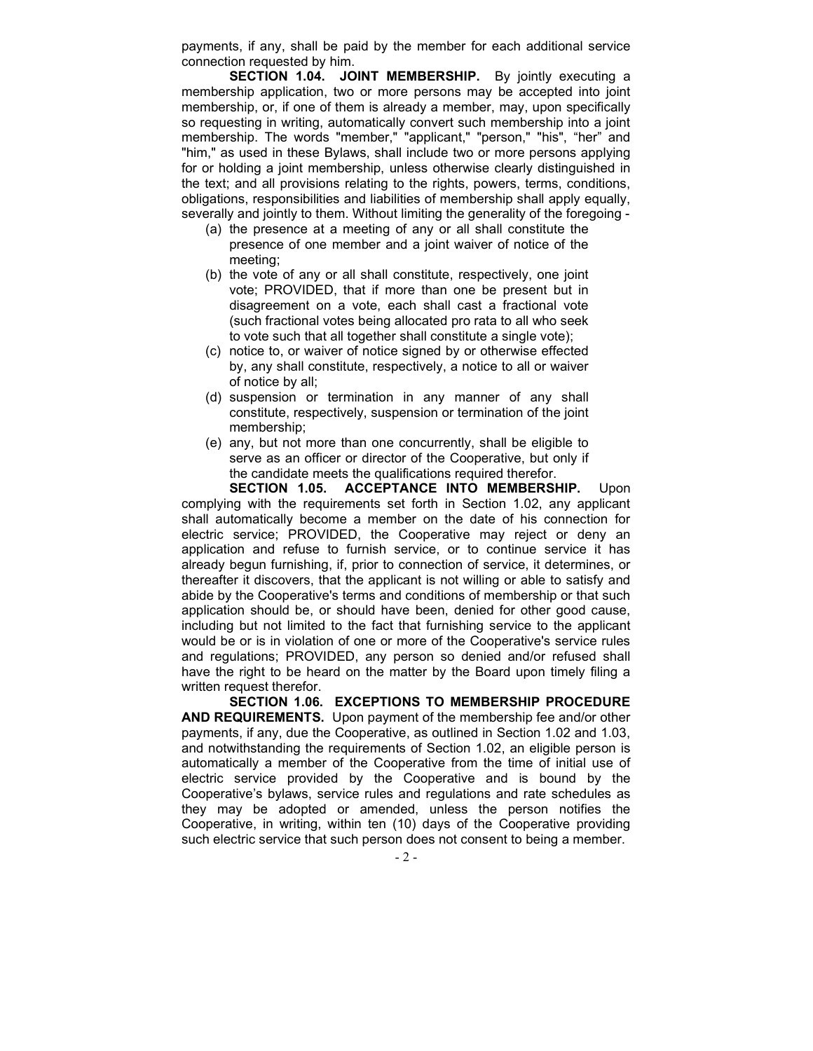payments, if any, shall be paid by the member for each additional service connection requested by him.

**SECTION 1.04. JOINT MEMBERSHIP.** By jointly executing a membership application, two or more persons may be accepted into joint membership, or, if one of them is already a member, may, upon specifically so requesting in writing, automatically convert such membership into a joint membership. The words "member," "applicant," "person," "his", "her" and "him," as used in these Bylaws, shall include two or more persons applying for or holding a joint membership, unless otherwise clearly distinguished in the text; and all provisions relating to the rights, powers, terms, conditions, obligations, responsibilities and liabilities of membership shall apply equally, severally and jointly to them. Without limiting the generality of the foregoing -

(a) the presence at a meeting of any or all shall constitute the presence of one member and a joint waiver of notice of the meeting;

(b) the vote of any or all shall constitute, respectively, one joint vote; PROVIDED, that if more than one be present but in disagreement on a vote, each shall cast a fractional vote (such fractional votes being allocated pro rata to all who seek to vote such that all together shall constitute a single vote);

(c) notice to, or waiver of notice signed by or otherwise effected by, any shall constitute, respectively, a notice to all or waiver of notice by all;

(d) suspension or termination in any manner of any shall constitute, respectively, suspension or termination of the joint membership;

(e) any, but not more than one concurrently, shall be eligible to serve as an officer or director of the Cooperative, but only if the candidate meets the qualifications required therefor.

**SECTION 1.05. ACCEPTANCE INTO MEMBERSHIP.** Upon complying with the requirements set forth in Section 1.02, any applicant shall automatically become a member on the date of his connection for electric service; PROVIDED, the Cooperative may reject or deny an application and refuse to furnish service, or to continue service it has already begun furnishing, if, prior to connection of service, it determines, or thereafter it discovers, that the applicant is not willing or able to satisfy and abide by the Cooperative's terms and conditions of membership or that such application should be, or should have been, denied for other good cause, including but not limited to the fact that furnishing service to the applicant would be or is in violation of one or more of the Cooperative's service rules and regulations; PROVIDED, any person so denied and/or refused shall have the right to be heard on the matter by the Board upon timely filing a written request therefor.

**SECTION 1.06. EXCEPTIONS TO MEMBERSHIP PROCEDURE AND REQUIREMENTS.** Upon payment of the membership fee and/or other payments, if any, due the Cooperative, as outlined in Section 1.02 and 1.03, and notwithstanding the requirements of Section 1.02, an eligible person is automatically a member of the Cooperative from the time of initial use of electric service provided by the Cooperative and is bound by the Cooperative's bylaws, service rules and regulations and rate schedules as they may be adopted or amended, unless the person notifies the Cooperative, in writing, within ten (10) days of the Cooperative providing such electric service that such person does not consent to being a member.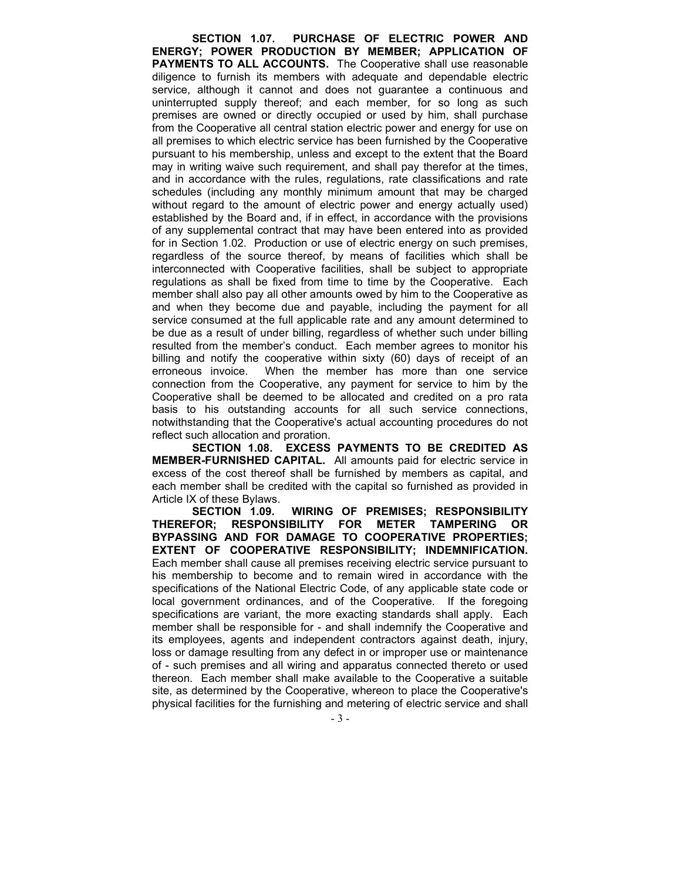**SECTION 1.07. PURCHASE OF ELECTRIC POWER AND ENERGY; POWER PRODUCTION BY MEMBER; APPLICATION OF PAYMENTS TO ALL ACCOUNTS.** The Cooperative shall use reasonable diligence to furnish its members with adequate and dependable electric service, although it cannot and does not guarantee a continuous and uninterrupted supply thereof; and each member, for so long as such premises are owned or directly occupied or used by him, shall purchase from the Cooperative all central station electric power and energy for use on all premises to which electric service has been furnished by the Cooperative pursuant to his membership, unless and except to the extent that the Board may in writing waive such requirement, and shall pay therefor at the times, and in accordance with the rules, regulations, rate classifications and rate schedules (including any monthly minimum amount that may be charged without regard to the amount of electric power and energy actually used) established by the Board and, if in effect, in accordance with the provisions of any supplemental contract that may have been entered into as provided for in Section 1.02. Production or use of electric energy on such premises, regardless of the source thereof, by means of facilities which shall be interconnected with Cooperative facilities, shall be subject to appropriate regulations as shall be fixed from time to time by the Cooperative. Each member shall also pay all other amounts owed by him to the Cooperative as and when they become due and payable, including the payment for all service consumed at the full applicable rate and any amount determined to be due as a result of under billing, regardless of whether such under billing resulted from the member's conduct. Each member agrees to monitor his billing and notify the cooperative within sixty (60) days of receipt of an erroneous invoice. When the member has more than one service connection from the Cooperative, any payment for service to him by the Cooperative shall be deemed to be allocated and credited on a pro rata basis to his outstanding accounts for all such service connections, notwithstanding that the Cooperative's actual accounting procedures do not reflect such allocation and proration.

**SECTION 1.08. EXCESS PAYMENTS TO BE CREDITED AS MEMBER-FURNISHED CAPITAL.** All amounts paid for electric service in excess of the cost thereof shall be furnished by members as capital, and each member shall be credited with the capital so furnished as provided in Article IX of these Bylaws.

**SECTION 1.09. WIRING OF PREMISES; RESPONSIBILITY THEREFOR; RESPONSIBILITY FOR METER TAMPERING OR BYPASSING AND FOR DAMAGE TO COOPERATIVE PROPERTIES; EXTENT OF COOPERATIVE RESPONSIBILITY; INDEMNIFICATION.** Each member shall cause all premises receiving electric service pursuant to his membership to become and to remain wired in accordance with the specifications of the National Electric Code, of any applicable state code or local government ordinances, and of the Cooperative. If the foregoing specifications are variant, the more exacting standards shall apply. Each member shall be responsible for - and shall indemnify the Cooperative and its employees, agents and independent contractors against death, injury, loss or damage resulting from any defect in or improper use or maintenance of - such premises and all wiring and apparatus connected thereto or used thereon. Each member shall make available to the Cooperative a suitable site, as determined by the Cooperative, whereon to place the Cooperative's physical facilities for the furnishing and metering of electric service and shall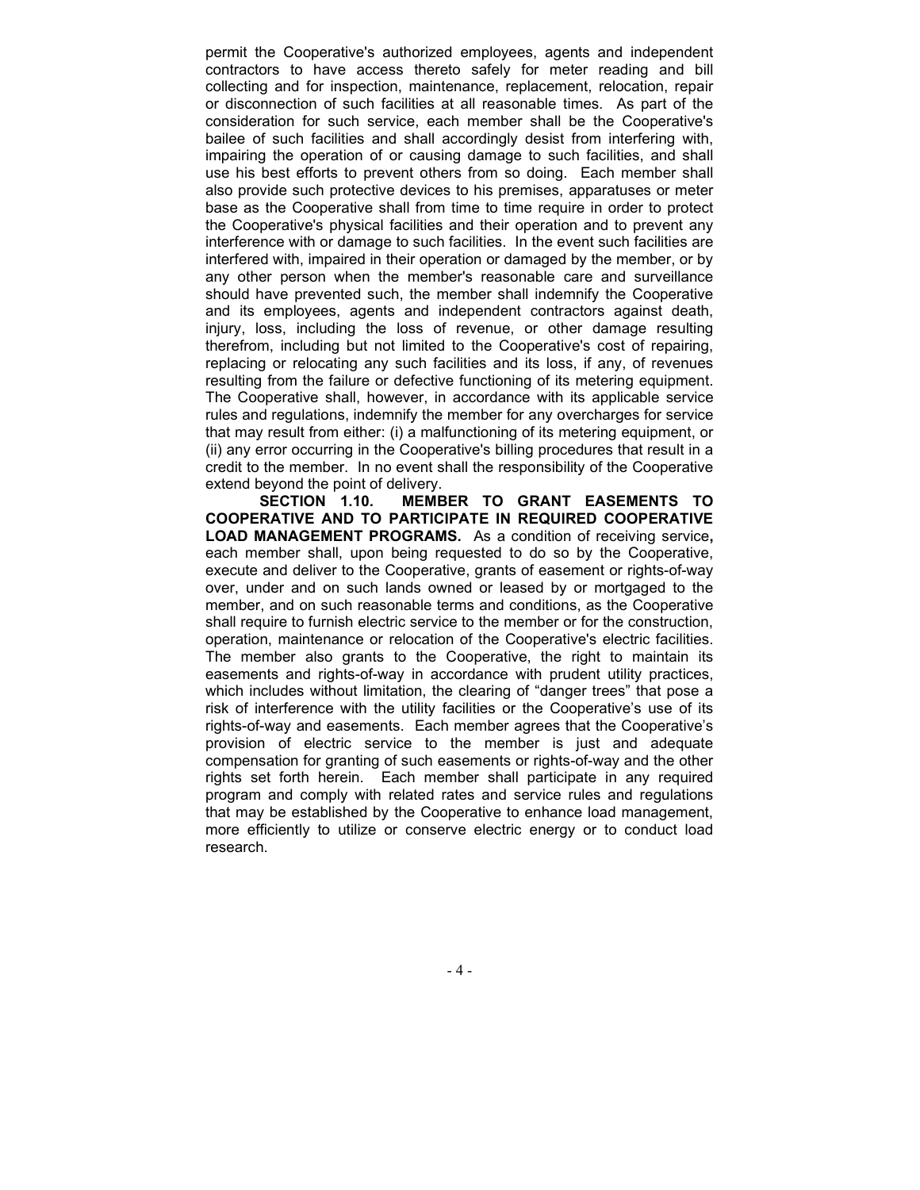permit the Cooperative's authorized employees, agents and independent contractors to have access thereto safely for meter reading and bill collecting and for inspection, maintenance, replacement, relocation, repair or disconnection of such facilities at all reasonable times. As part of the consideration for such service, each member shall be the Cooperative's bailee of such facilities and shall accordingly desist from interfering with, impairing the operation of or causing damage to such facilities, and shall use his best efforts to prevent others from so doing. Each member shall also provide such protective devices to his premises, apparatuses or meter base as the Cooperative shall from time to time require in order to protect the Cooperative's physical facilities and their operation and to prevent any interference with or damage to such facilities. In the event such facilities are interfered with, impaired in their operation or damaged by the member, or by any other person when the member's reasonable care and surveillance should have prevented such, the member shall indemnify the Cooperative and its employees, agents and independent contractors against death, injury, loss, including the loss of revenue, or other damage resulting therefrom, including but not limited to the Cooperative's cost of repairing, replacing or relocating any such facilities and its loss, if any, of revenues resulting from the failure or defective functioning of its metering equipment. The Cooperative shall, however, in accordance with its applicable service rules and regulations, indemnify the member for any overcharges for service that may result from either: (i) a malfunctioning of its metering equipment, or (ii) any error occurring in the Cooperative's billing procedures that result in a credit to the member. In no event shall the responsibility of the Cooperative extend beyond the point of delivery.

**SECTION 1.10. MEMBER TO GRANT EASEMENTS TO COOPERATIVE AND TO PARTICIPATE IN REQUIRED COOPERATIVE LOAD MANAGEMENT PROGRAMS.** As a condition of receiving service**,** each member shall, upon being requested to do so by the Cooperative, execute and deliver to the Cooperative, grants of easement or rights-of-way over, under and on such lands owned or leased by or mortgaged to the member, and on such reasonable terms and conditions, as the Cooperative shall require to furnish electric service to the member or for the construction, operation, maintenance or relocation of the Cooperative's electric facilities. The member also grants to the Cooperative, the right to maintain its easements and rights-of-way in accordance with prudent utility practices, which includes without limitation, the clearing of "danger trees" that pose a risk of interference with the utility facilities or the Cooperative's use of its rights-of-way and easements. Each member agrees that the Cooperative's provision of electric service to the member is just and adequate compensation for granting of such easements or rights-of-way and the other rights set forth herein. Each member shall participate in any required program and comply with related rates and service rules and regulations that may be established by the Cooperative to enhance load management, more efficiently to utilize or conserve electric energy or to conduct load research.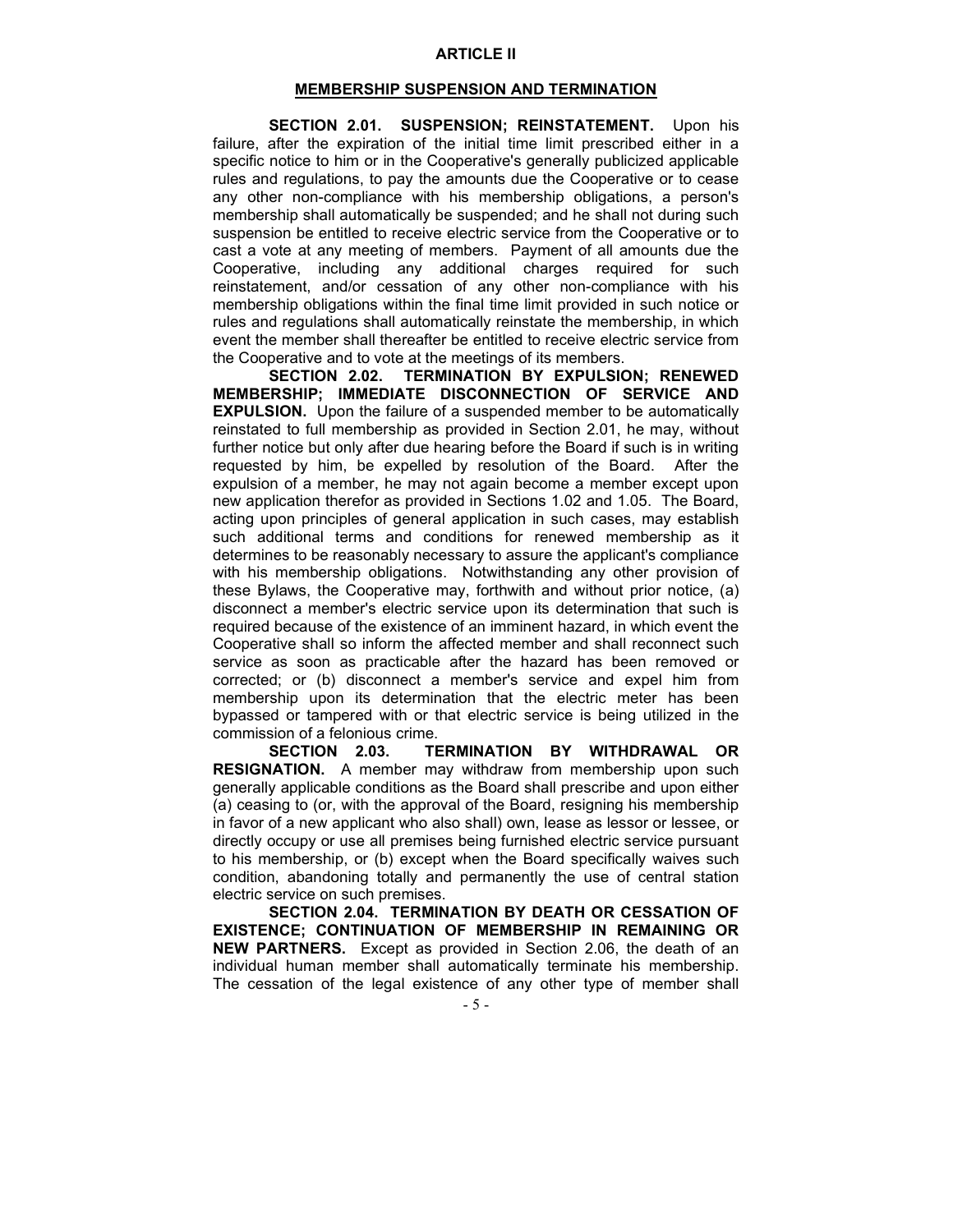## ARTICLE II

## MEMBERSHIP SUSPENSION AND TERMINATION

**SECTION 2.01. SUSPENSION; REINSTATEMENT.** Upon his failure, after the expiration of the initial time limit prescribed either in a specific notice to him or in the Cooperative's generally publicized applicable rules and regulations, to pay the amounts due the Cooperative or to cease any other non-compliance with his membership obligations, a person's membership shall automatically be suspended; and he shall not during such suspension be entitled to receive electric service from the Cooperative or to cast a vote at any meeting of members. Payment of all amounts due the Cooperative, including any additional charges required for such reinstatement, and/or cessation of any other non-compliance with his membership obligations within the final time limit provided in such notice or rules and regulations shall automatically reinstate the membership, in which event the member shall thereafter be entitled to receive electric service from the Cooperative and to vote at the meetings of its members.

**SECTION 2.02. TERMINATION BY EXPULSION; RENEWED MEMBERSHIP; IMMEDIATE DISCONNECTION OF SERVICE AND EXPULSION.** Upon the failure of a suspended member to be automatically reinstated to full membership as provided in Section 2.01, he may, without further notice but only after due hearing before the Board if such is in writing requested by him, be expelled by resolution of the Board. After the expulsion of a member, he may not again become a member except upon new application therefor as provided in Sections 1.02 and 1.05. The Board, acting upon principles of general application in such cases, may establish such additional terms and conditions for renewed membership as it determines to be reasonably necessary to assure the applicant's compliance with his membership obligations. Notwithstanding any other provision of these Bylaws, the Cooperative may, forthwith and without prior notice, (a) disconnect a member's electric service upon its determination that such is required because of the existence of an imminent hazard, in which event the Cooperative shall so inform the affected member and shall reconnect such service as soon as practicable after the hazard has been removed or corrected; or (b) disconnect a member's service and expel him from membership upon its determination that the electric meter has been bypassed or tampered with or that electric service is being utilized in the commission of a felonious crime.

**SECTION 2.03. TERMINATION BY WITHDRAWAL OR RESIGNATION.** A member may withdraw from membership upon such generally applicable conditions as the Board shall prescribe and upon either (a) ceasing to (or, with the approval of the Board, resigning his membership in favor of a new applicant who also shall) own, lease as lessor or lessee, or directly occupy or use all premises being furnished electric service pursuant to his membership, or (b) except when the Board specifically waives such condition, abandoning totally and permanently the use of central station electric service on such premises.

**SECTION 2.04. TERMINATION BY DEATH OR CESSATION OF EXISTENCE; CONTINUATION OF MEMBERSHIP IN REMAINING OR NEW PARTNERS.** Except as provided in Section 2.06, the death of an individual human member shall automatically terminate his membership. The cessation of the legal existence of any other type of member shall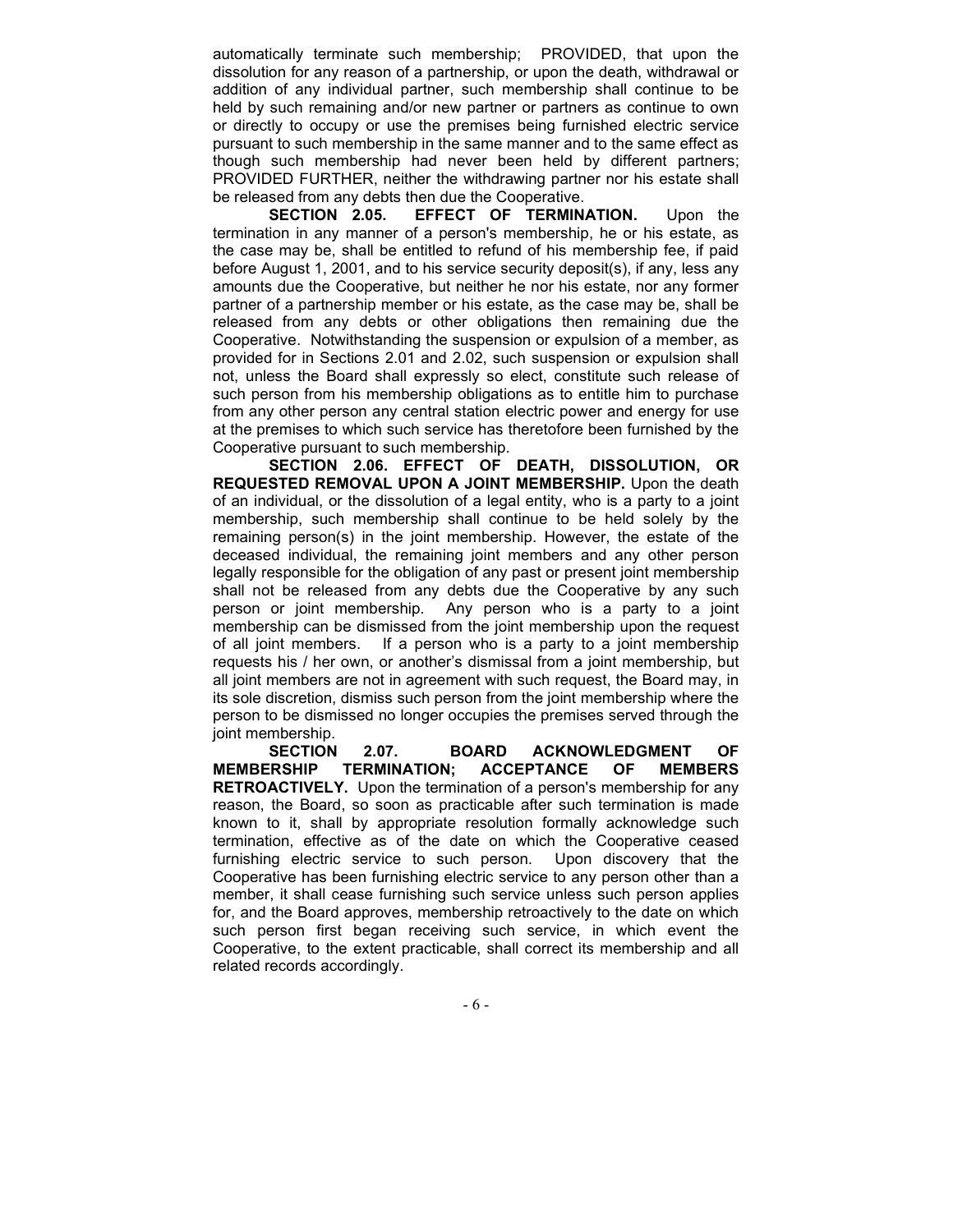automatically terminate such membership; PROVIDED, that upon the dissolution for any reason of a partnership, or upon the death, withdrawal or addition of any individual partner, such membership shall continue to be held by such remaining and/or new partner or partners as continue to own or directly to occupy or use the premises being furnished electric service pursuant to such membership in the same manner and to the same effect as though such membership had never been held by different partners; PROVIDED FURTHER, neither the withdrawing partner nor his estate shall be released from any debts then due the Cooperative.

**SECTION 2.05. EFFECT OF TERMINATION.** Upon the termination in any manner of a person's membership, he or his estate, as the case may be, shall be entitled to refund of his membership fee, if paid before August 1, 2001, and to his service security deposit(s), if any, less any amounts due the Cooperative, but neither he nor his estate, nor any former partner of a partnership member or his estate, as the case may be, shall be released from any debts or other obligations then remaining due the Cooperative. Notwithstanding the suspension or expulsion of a member, as provided for in Sections 2.01 and 2.02, such suspension or expulsion shall not, unless the Board shall expressly so elect, constitute such release of such person from his membership obligations as to entitle him to purchase from any other person any central station electric power and energy for use at the premises to which such service has theretofore been furnished by the Cooperative pursuant to such membership.

**SECTION 2.06. EFFECT OF DEATH, DISSOLUTION, OR REQUESTED REMOVAL UPON A JOINT MEMBERSHIP.** Upon the death of an individual, or the dissolution of a legal entity, who is a party to a joint membership, such membership shall continue to be held solely by the remaining person(s) in the joint membership. However, the estate of the deceased individual, the remaining joint members and any other person legally responsible for the obligation of any past or present joint membership shall not be released from any debts due the Cooperative by any such person or joint membership. Any person who is a party to a joint membership can be dismissed from the joint membership upon the request of all joint members. If a person who is a party to a joint membership requests his / her own, or another's dismissal from a joint membership, but all joint members are not in agreement with such request, the Board may, in its sole discretion, dismiss such person from the joint membership where the person to be dismissed no longer occupies the premises served through the joint membership.

**SECTION 2.07. BOARD ACKNOWLEDGMENT OF MEMBERSHIP TERMINATION; ACCEPTANCE OF MEMBERS RETROACTIVELY.** Upon the termination of a person's membership for any reason, the Board, so soon as practicable after such termination is made known to it, shall by appropriate resolution formally acknowledge such termination, effective as of the date on which the Cooperative ceased furnishing electric service to such person. Upon discovery that the Cooperative has been furnishing electric service to any person other than a member, it shall cease furnishing such service unless such person applies for, and the Board approves, membership retroactively to the date on which such person first began receiving such service, in which event the Cooperative, to the extent practicable, shall correct its membership and all related records accordingly.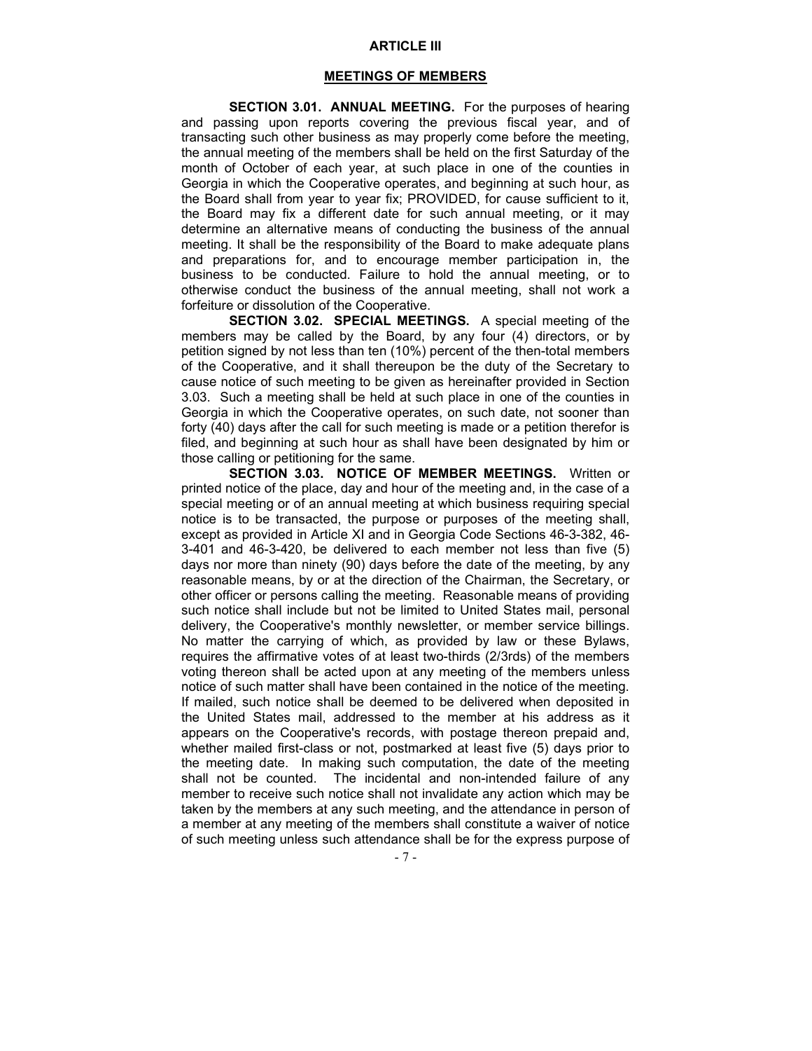## ARTICLE III

## MEETINGS OF MEMBERS

**SECTION 3.01. ANNUAL MEETING.** For the purposes of hearing and passing upon reports covering the previous fiscal year, and of transacting such other business as may properly come before the meeting, the annual meeting of the members shall be held on the first Saturday of the month of October of each year, at such place in one of the counties in Georgia in which the Cooperative operates, and beginning at such hour, as the Board shall from year to year fix; PROVIDED, for cause sufficient to it, the Board may fix a different date for such annual meeting, or it may determine an alternative means of conducting the business of the annual meeting. It shall be the responsibility of the Board to make adequate plans and preparations for, and to encourage member participation in, the business to be conducted. Failure to hold the annual meeting, or to otherwise conduct the business of the annual meeting, shall not work a forfeiture or dissolution of the Cooperative.

**SECTION 3.02. SPECIAL MEETINGS.** A special meeting of the members may be called by the Board, by any four (4) directors, or by petition signed by not less than ten (10%) percent of the then-total members of the Cooperative, and it shall thereupon be the duty of the Secretary to cause notice of such meeting to be given as hereinafter provided in Section 3.03. Such a meeting shall be held at such place in one of the counties in Georgia in which the Cooperative operates, on such date, not sooner than forty (40) days after the call for such meeting is made or a petition therefor is filed, and beginning at such hour as shall have been designated by him or those calling or petitioning for the same.

**SECTION 3.03. NOTICE OF MEMBER MEETINGS.** Written or printed notice of the place, day and hour of the meeting and, in the case of a special meeting or of an annual meeting at which business requiring special notice is to be transacted, the purpose or purposes of the meeting shall, except as provided in Article XI and in Georgia Code Sections 46-3-382, 46-3-401 and 46-3-420, be delivered to each member not less than five (5) days nor more than ninety (90) days before the date of the meeting, by any reasonable means, by or at the direction of the Chairman, the Secretary, or other officer or persons calling the meeting. Reasonable means of providing such notice shall include but not be limited to United States mail, personal delivery, the Cooperative's monthly newsletter, or member service billings. No matter the carrying of which, as provided by law or these Bylaws, requires the affirmative votes of at least two-thirds (2/3rds) of the members voting thereon shall be acted upon at any meeting of the members unless notice of such matter shall have been contained in the notice of the meeting. If mailed, such notice shall be deemed to be delivered when deposited in the United States mail, addressed to the member at his address as it appears on the Cooperative's records, with postage thereon prepaid and, whether mailed first-class or not, postmarked at least five (5) days prior to the meeting date. In making such computation, the date of the meeting shall not be counted. The incidental and non-intended failure of any member to receive such notice shall not invalidate any action which may be taken by the members at any such meeting, and the attendance in person of a member at any meeting of the members shall constitute a waiver of notice of such meeting unless such attendance shall be for the express purpose of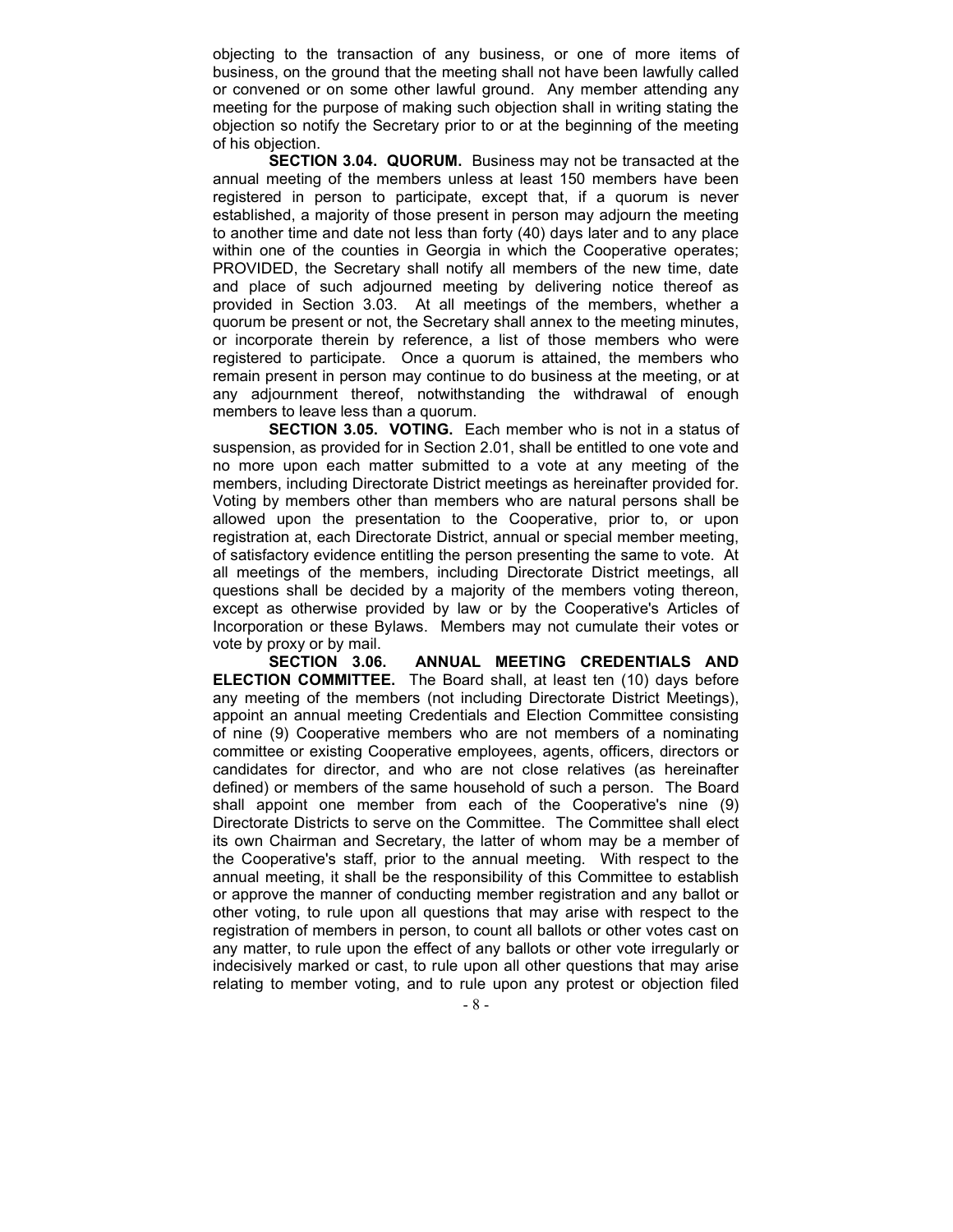objecting to the transaction of any business, or one of more items of business, on the ground that the meeting shall not have been lawfully called or convened or on some other lawful ground. Any member attending any meeting for the purpose of making such objection shall in writing stating the objection so notify the Secretary prior to or at the beginning of the meeting of his objection.

**SECTION 3.04. QUORUM.** Business may not be transacted at the annual meeting of the members unless at least 150 members have been registered in person to participate, except that, if a quorum is never established, a majority of those present in person may adjourn the meeting to another time and date not less than forty (40) days later and to any place within one of the counties in Georgia in which the Cooperative operates; PROVIDED, the Secretary shall notify all members of the new time, date and place of such adjourned meeting by delivering notice thereof as provided in Section 3.03. At all meetings of the members, whether a quorum be present or not, the Secretary shall annex to the meeting minutes, or incorporate therein by reference, a list of those members who were registered to participate. Once a quorum is attained, the members who remain present in person may continue to do business at the meeting, or at any adjournment thereof, notwithstanding the withdrawal of enough members to leave less than a quorum.

**SECTION 3.05. VOTING.** Each member who is not in a status of suspension, as provided for in Section 2.01, shall be entitled to one vote and no more upon each matter submitted to a vote at any meeting of the members, including Directorate District meetings as hereinafter provided for. Voting by members other than members who are natural persons shall be allowed upon the presentation to the Cooperative, prior to, or upon registration at, each Directorate District, annual or special member meeting, of satisfactory evidence entitling the person presenting the same to vote. At all meetings of the members, including Directorate District meetings, all questions shall be decided by a majority of the members voting thereon, except as otherwise provided by law or by the Cooperative's Articles of Incorporation or these Bylaws. Members may not cumulate their votes or vote by proxy or by mail.

**SECTION 3.06. ANNUAL MEETING CREDENTIALS AND ELECTION COMMITTEE.** The Board shall, at least ten (10) days before any meeting of the members (not including Directorate District Meetings), appoint an annual meeting Credentials and Election Committee consisting of nine (9) Cooperative members who are not members of a nominating committee or existing Cooperative employees, agents, officers, directors or candidates for director, and who are not close relatives (as hereinafter defined) or members of the same household of such a person. The Board shall appoint one member from each of the Cooperative's nine (9) Directorate Districts to serve on the Committee. The Committee shall elect its own Chairman and Secretary, the latter of whom may be a member of the Cooperative's staff, prior to the annual meeting. With respect to the annual meeting, it shall be the responsibility of this Committee to establish or approve the manner of conducting member registration and any ballot or other voting, to rule upon all questions that may arise with respect to the registration of members in person, to count all ballots or other votes cast on any matter, to rule upon the effect of any ballots or other vote irregularly or indecisively marked or cast, to rule upon all other questions that may arise relating to member voting, and to rule upon any protest or objection filed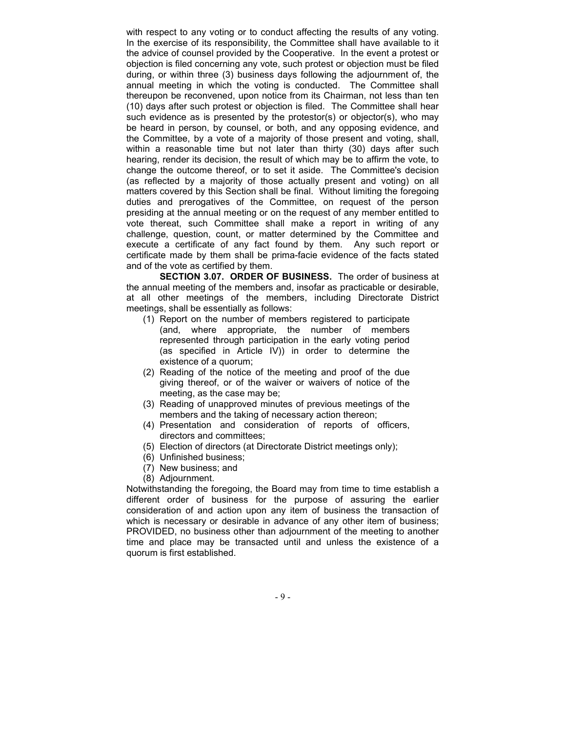with respect to any voting or to conduct affecting the results of any voting. In the exercise of its responsibility, the Committee shall have available to it the advice of counsel provided by the Cooperative. In the event a protest or objection is filed concerning any vote, such protest or objection must be filed during, or within three (3) business days following the adjournment of, the annual meeting in which the voting is conducted. The Committee shall thereupon be reconvened, upon notice from its Chairman, not less than ten (10) days after such protest or objection is filed. The Committee shall hear such evidence as is presented by the protestor(s) or objector(s), who may be heard in person, by counsel, or both, and any opposing evidence, and the Committee, by a vote of a majority of those present and voting, shall, within a reasonable time but not later than thirty (30) days after such hearing, render its decision, the result of which may be to affirm the vote, to change the outcome thereof, or to set it aside. The Committee's decision (as reflected by a majority of those actually present and voting) on all matters covered by this Section shall be final. Without limiting the foregoing duties and prerogatives of the Committee, on request of the person presiding at the annual meeting or on the request of any member entitled to vote thereat, such Committee shall make a report in writing of any challenge, question, count, or matter determined by the Committee and execute a certificate of any fact found by them. Any such report or certificate made by them shall be prima-facie evidence of the facts stated and of the vote as certified by them.

**SECTION 3.07. ORDER OF BUSINESS.** The order of business at the annual meeting of the members and, insofar as practicable or desirable, at all other meetings of the members, including Directorate District meetings, shall be essentially as follows:

(1) Report on the number of members registered to participate (and, where appropriate, the number of members represented through participation in the early voting period (as specified in Article IV)) in order to determine the existence of a quorum;
(2) Reading of the notice of the meeting and proof of the due giving thereof, or of the waiver or waivers of notice of the meeting, as the case may be;
(3) Reading of unapproved minutes of previous meetings of the members and the taking of necessary action thereon;
(4) Presentation and consideration of reports of officers, directors and committees;
(5) Election of directors (at Directorate District meetings only);
(6) Unfinished business;
(7) New business; and
(8) Adjournment.

Notwithstanding the foregoing, the Board may from time to time establish a different order of business for the purpose of assuring the earlier consideration of and action upon any item of business the transaction of which is necessary or desirable in advance of any other item of business; PROVIDED, no business other than adjournment of the meeting to another time and place may be transacted until and unless the existence of a quorum is first established.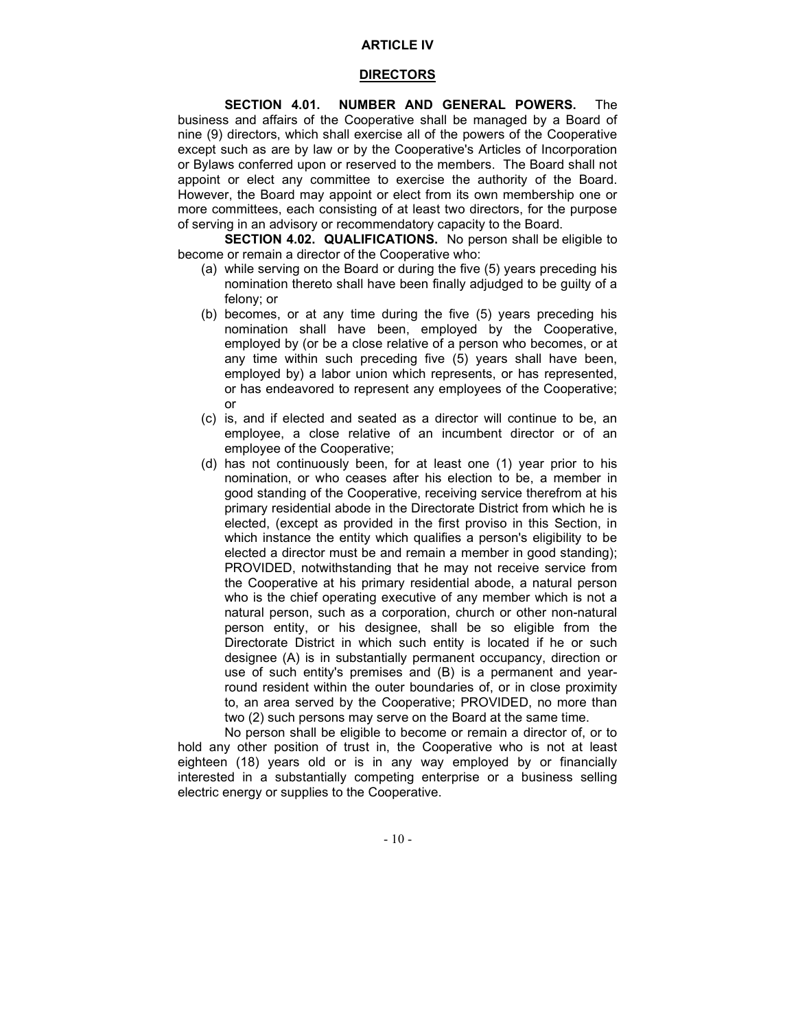# ARTICLE IV

## DIRECTORS

**SECTION 4.01. NUMBER AND GENERAL POWERS.** The business and affairs of the Cooperative shall be managed by a Board of nine (9) directors, which shall exercise all of the powers of the Cooperative except such as are by law or by the Cooperative's Articles of Incorporation or Bylaws conferred upon or reserved to the members. The Board shall not appoint or elect any committee to exercise the authority of the Board. However, the Board may appoint or elect from its own membership one or more committees, each consisting of at least two directors, for the purpose of serving in an advisory or recommendatory capacity to the Board.

**SECTION 4.02. QUALIFICATIONS.** No person shall be eligible to become or remain a director of the Cooperative who:

(a) while serving on the Board or during the five (5) years preceding his nomination thereto shall have been finally adjudged to be guilty of a felony; or

(b) becomes, or at any time during the five (5) years preceding his nomination shall have been, employed by the Cooperative, employed by (or be a close relative of a person who becomes, or at any time within such preceding five (5) years shall have been, employed by) a labor union which represents, or has represented, or has endeavored to represent any employees of the Cooperative; or

(c) is, and if elected and seated as a director will continue to be, an employee, a close relative of an incumbent director or of an employee of the Cooperative;

(d) has not continuously been, for at least one (1) year prior to his nomination, or who ceases after his election to be, a member in good standing of the Cooperative, receiving service therefrom at his primary residential abode in the Directorate District from which he is elected, (except as provided in the first proviso in this Section, in which instance the entity which qualifies a person's eligibility to be elected a director must be and remain a member in good standing); PROVIDED, notwithstanding that he may not receive service from the Cooperative at his primary residential abode, a natural person who is the chief operating executive of any member which is not a natural person, such as a corporation, church or other non-natural person entity, or his designee, shall be so eligible from the Directorate District in which such entity is located if he or such designee (A) is in substantially permanent occupancy, direction or use of such entity's premises and (B) is a permanent and year-round resident within the outer boundaries of, or in close proximity to, an area served by the Cooperative; PROVIDED, no more than two (2) such persons may serve on the Board at the same time.

No person shall be eligible to become or remain a director of, or to hold any other position of trust in, the Cooperative who is not at least eighteen (18) years old or is in any way employed by or financially interested in a substantially competing enterprise or a business selling electric energy or supplies to the Cooperative.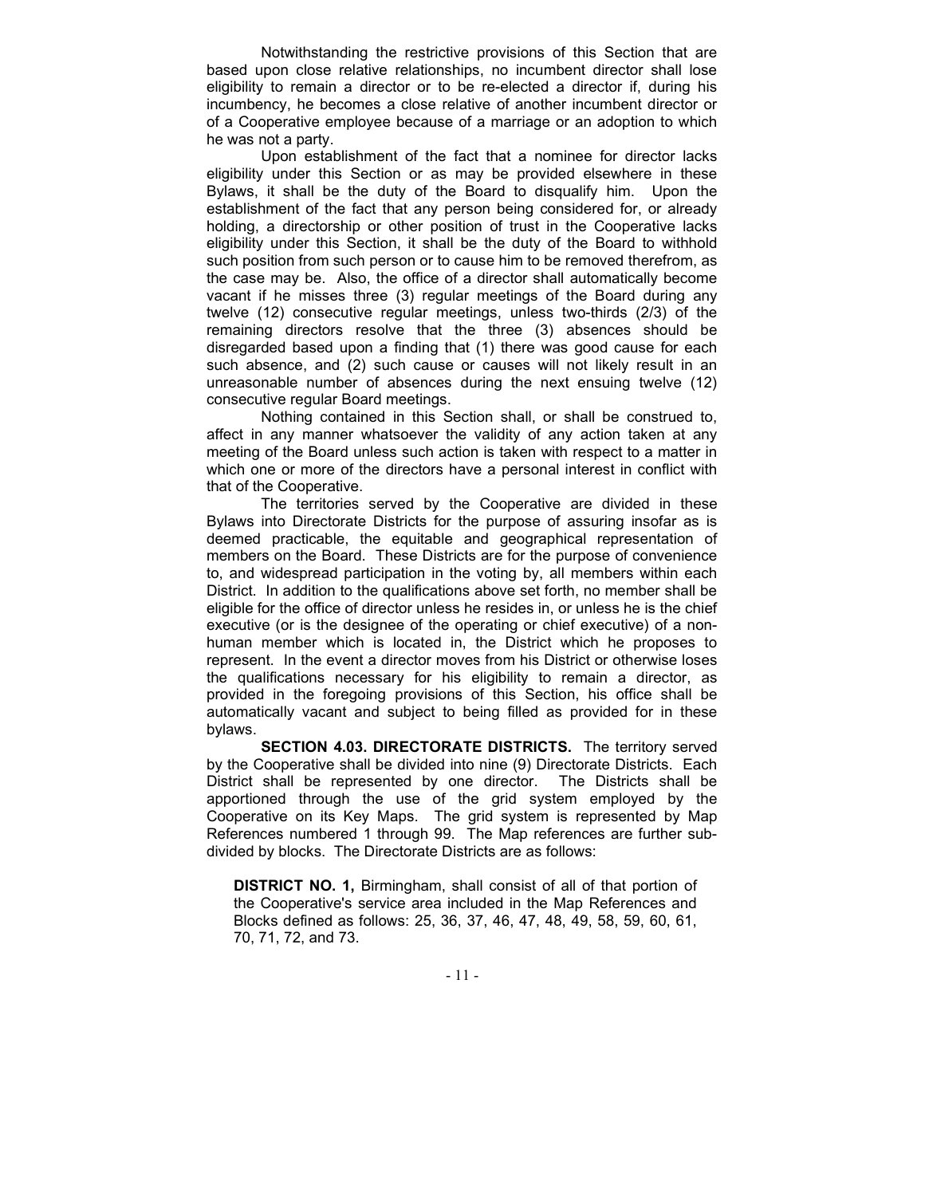Notwithstanding the restrictive provisions of this Section that are based upon close relative relationships, no incumbent director shall lose eligibility to remain a director or to be re-elected a director if, during his incumbency, he becomes a close relative of another incumbent director or of a Cooperative employee because of a marriage or an adoption to which he was not a party.

Upon establishment of the fact that a nominee for director lacks eligibility under this Section or as may be provided elsewhere in these Bylaws, it shall be the duty of the Board to disqualify him. Upon the establishment of the fact that any person being considered for, or already holding, a directorship or other position of trust in the Cooperative lacks eligibility under this Section, it shall be the duty of the Board to withhold such position from such person or to cause him to be removed therefrom, as the case may be. Also, the office of a director shall automatically become vacant if he misses three (3) regular meetings of the Board during any twelve (12) consecutive regular meetings, unless two-thirds (2/3) of the remaining directors resolve that the three (3) absences should be disregarded based upon a finding that (1) there was good cause for each such absence, and (2) such cause or causes will not likely result in an unreasonable number of absences during the next ensuing twelve (12) consecutive regular Board meetings.

Nothing contained in this Section shall, or shall be construed to, affect in any manner whatsoever the validity of any action taken at any meeting of the Board unless such action is taken with respect to a matter in which one or more of the directors have a personal interest in conflict with that of the Cooperative.

The territories served by the Cooperative are divided in these Bylaws into Directorate Districts for the purpose of assuring insofar as is deemed practicable, the equitable and geographical representation of members on the Board. These Districts are for the purpose of convenience to, and widespread participation in the voting by, all members within each District. In addition to the qualifications above set forth, no member shall be eligible for the office of director unless he resides in, or unless he is the chief executive (or is the designee of the operating or chief executive) of a non-human member which is located in, the District which he proposes to represent. In the event a director moves from his District or otherwise loses the qualifications necessary for his eligibility to remain a director, as provided in the foregoing provisions of this Section, his office shall be automatically vacant and subject to being filled as provided for in these bylaws.

**SECTION 4.03. DIRECTORATE DISTRICTS.** The territory served by the Cooperative shall be divided into nine (9) Directorate Districts. Each District shall be represented by one director. The Districts shall be apportioned through the use of the grid system employed by the Cooperative on its Key Maps. The grid system is represented by Map References numbered 1 through 99. The Map references are further sub-divided by blocks. The Directorate Districts are as follows:

**DISTRICT NO. 1,** Birmingham, shall consist of all of that portion of the Cooperative's service area included in the Map References and Blocks defined as follows: 25, 36, 37, 46, 47, 48, 49, 58, 59, 60, 61, 70, 71, 72, and 73.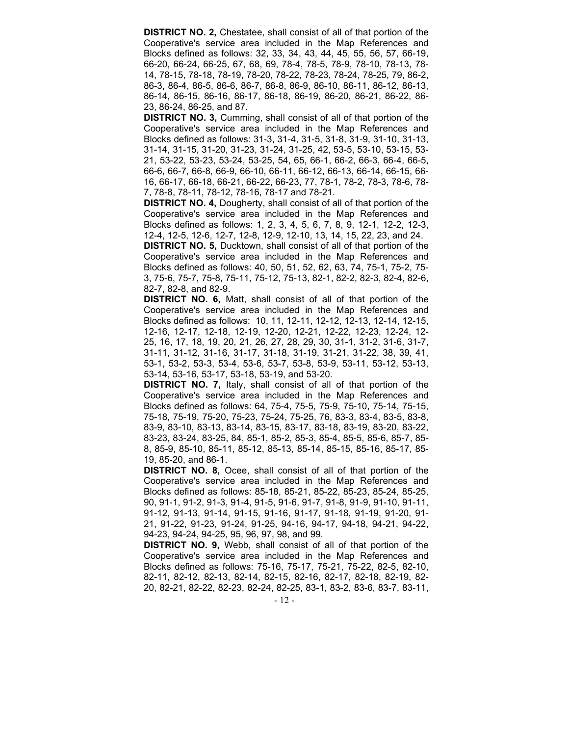**DISTRICT NO. 2,** Chestatee, shall consist of all of that portion of the Cooperative's service area included in the Map References and Blocks defined as follows: 32, 33, 34, 43, 44, 45, 55, 56, 57, 66-19, 66-20, 66-24, 66-25, 67, 68, 69, 78-4, 78-5, 78-9, 78-10, 78-13, 78-14, 78-15, 78-18, 78-19, 78-20, 78-22, 78-23, 78-24, 78-25, 79, 86-2, 86-3, 86-4, 86-5, 86-6, 86-7, 86-8, 86-9, 86-10, 86-11, 86-12, 86-13, 86-14, 86-15, 86-16, 86-17, 86-18, 86-19, 86-20, 86-21, 86-22, 86-23, 86-24, 86-25, and 87.

**DISTRICT NO. 3,** Cumming, shall consist of all of that portion of the Cooperative's service area included in the Map References and Blocks defined as follows: 31-3, 31-4, 31-5, 31-8, 31-9, 31-10, 31-13, 31-14, 31-15, 31-20, 31-23, 31-24, 31-25, 42, 53-5, 53-10, 53-15, 53-21, 53-22, 53-23, 53-24, 53-25, 54, 65, 66-1, 66-2, 66-3, 66-4, 66-5, 66-6, 66-7, 66-8, 66-9, 66-10, 66-11, 66-12, 66-13, 66-14, 66-15, 66-16, 66-17, 66-18, 66-21, 66-22, 66-23, 77, 78-1, 78-2, 78-3, 78-6, 78-7, 78-8, 78-11, 78-12, 78-16, 78-17 and 78-21.

**DISTRICT NO. 4,** Dougherty, shall consist of all of that portion of the Cooperative's service area included in the Map References and Blocks defined as follows: 1, 2, 3, 4, 5, 6, 7, 8, 9, 12-1, 12-2, 12-3, 12-4, 12-5, 12-6, 12-7, 12-8, 12-9, 12-10, 13, 14, 15, 22, 23, and 24.

**DISTRICT NO. 5,** Ducktown, shall consist of all of that portion of the Cooperative's service area included in the Map References and Blocks defined as follows: 40, 50, 51, 52, 62, 63, 74, 75-1, 75-2, 75-3, 75-6, 75-7, 75-8, 75-11, 75-12, 75-13, 82-1, 82-2, 82-3, 82-4, 82-6, 82-7, 82-8, and 82-9.

**DISTRICT NO. 6,** Matt, shall consist of all of that portion of the Cooperative's service area included in the Map References and Blocks defined as follows: 10, 11, 12-11, 12-12, 12-13, 12-14, 12-15, 12-16, 12-17, 12-18, 12-19, 12-20, 12-21, 12-22, 12-23, 12-24, 12-25, 16, 17, 18, 19, 20, 21, 26, 27, 28, 29, 30, 31-1, 31-2, 31-6, 31-7, 31-11, 31-12, 31-16, 31-17, 31-18, 31-19, 31-21, 31-22, 38, 39, 41, 53-1, 53-2, 53-3, 53-4, 53-6, 53-7, 53-8, 53-9, 53-11, 53-12, 53-13, 53-14, 53-16, 53-17, 53-18, 53-19, and 53-20.

**DISTRICT NO. 7,** Italy, shall consist of all of that portion of the Cooperative's service area included in the Map References and Blocks defined as follows: 64, 75-4, 75-5, 75-9, 75-10, 75-14, 75-15, 75-18, 75-19, 75-20, 75-23, 75-24, 75-25, 76, 83-3, 83-4, 83-5, 83-8, 83-9, 83-10, 83-13, 83-14, 83-15, 83-17, 83-18, 83-19, 83-20, 83-22, 83-23, 83-24, 83-25, 84, 85-1, 85-2, 85-3, 85-4, 85-5, 85-6, 85-7, 85-8, 85-9, 85-10, 85-11, 85-12, 85-13, 85-14, 85-15, 85-16, 85-17, 85-19, 85-20, and 86-1.

**DISTRICT NO. 8,** Ocee, shall consist of all of that portion of the Cooperative's service area included in the Map References and Blocks defined as follows: 85-18, 85-21, 85-22, 85-23, 85-24, 85-25, 90, 91-1, 91-2, 91-3, 91-4, 91-5, 91-6, 91-7, 91-8, 91-9, 91-10, 91-11, 91-12, 91-13, 91-14, 91-15, 91-16, 91-17, 91-18, 91-19, 91-20, 91-21, 91-22, 91-23, 91-24, 91-25, 94-16, 94-17, 94-18, 94-21, 94-22, 94-23, 94-24, 94-25, 95, 96, 97, 98, and 99.

**DISTRICT NO. 9,** Webb, shall consist of all of that portion of the Cooperative's service area included in the Map References and Blocks defined as follows: 75-16, 75-17, 75-21, 75-22, 82-5, 82-10, 82-11, 82-12, 82-13, 82-14, 82-15, 82-16, 82-17, 82-18, 82-19, 82-20, 82-21, 82-22, 82-23, 82-24, 82-25, 83-1, 83-2, 83-6, 83-7, 83-11,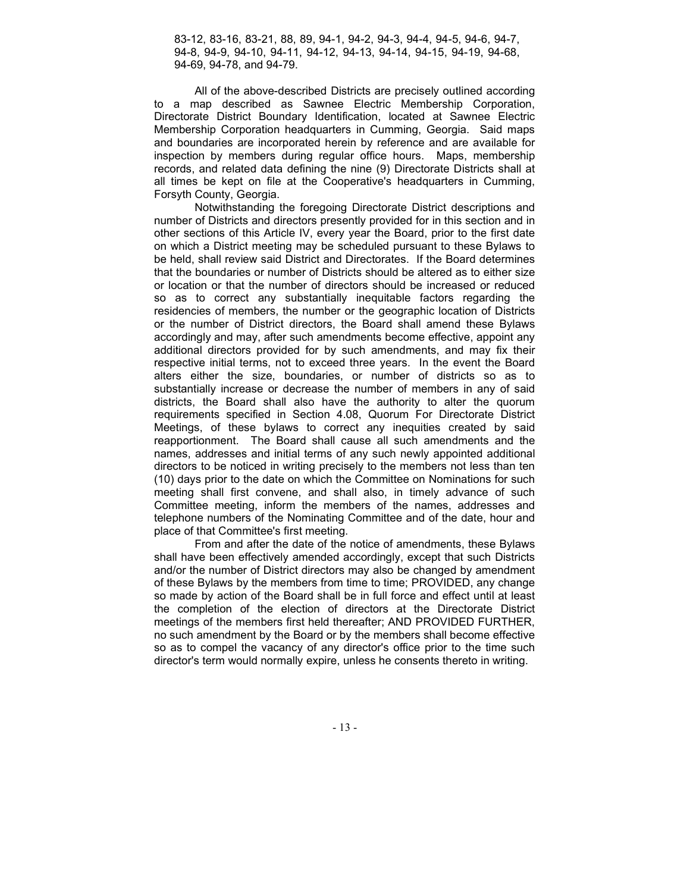83-12, 83-16, 83-21, 88, 89, 94-1, 94-2, 94-3, 94-4, 94-5, 94-6, 94-7, 94-8, 94-9, 94-10, 94-11, 94-12, 94-13, 94-14, 94-15, 94-19, 94-68, 94-69, 94-78, and 94-79.

All of the above-described Districts are precisely outlined according to a map described as Sawnee Electric Membership Corporation, Directorate District Boundary Identification, located at Sawnee Electric Membership Corporation headquarters in Cumming, Georgia. Said maps and boundaries are incorporated herein by reference and are available for inspection by members during regular office hours. Maps, membership records, and related data defining the nine (9) Directorate Districts shall at all times be kept on file at the Cooperative's headquarters in Cumming, Forsyth County, Georgia.

Notwithstanding the foregoing Directorate District descriptions and number of Districts and directors presently provided for in this section and in other sections of this Article IV, every year the Board, prior to the first date on which a District meeting may be scheduled pursuant to these Bylaws to be held, shall review said District and Directorates. If the Board determines that the boundaries or number of Districts should be altered as to either size or location or that the number of directors should be increased or reduced so as to correct any substantially inequitable factors regarding the residencies of members, the number or the geographic location of Districts or the number of District directors, the Board shall amend these Bylaws accordingly and may, after such amendments become effective, appoint any additional directors provided for by such amendments, and may fix their respective initial terms, not to exceed three years. In the event the Board alters either the size, boundaries, or number of districts so as to substantially increase or decrease the number of members in any of said districts, the Board shall also have the authority to alter the quorum requirements specified in Section 4.08, Quorum For Directorate District Meetings, of these bylaws to correct any inequities created by said reapportionment. The Board shall cause all such amendments and the names, addresses and initial terms of any such newly appointed additional directors to be noticed in writing precisely to the members not less than ten (10) days prior to the date on which the Committee on Nominations for such meeting shall first convene, and shall also, in timely advance of such Committee meeting, inform the members of the names, addresses and telephone numbers of the Nominating Committee and of the date, hour and place of that Committee's first meeting.

From and after the date of the notice of amendments, these Bylaws shall have been effectively amended accordingly, except that such Districts and/or the number of District directors may also be changed by amendment of these Bylaws by the members from time to time; PROVIDED, any change so made by action of the Board shall be in full force and effect until at least the completion of the election of directors at the Directorate District meetings of the members first held thereafter; AND PROVIDED FURTHER, no such amendment by the Board or by the members shall become effective so as to compel the vacancy of any director's office prior to the time such director's term would normally expire, unless he consents thereto in writing.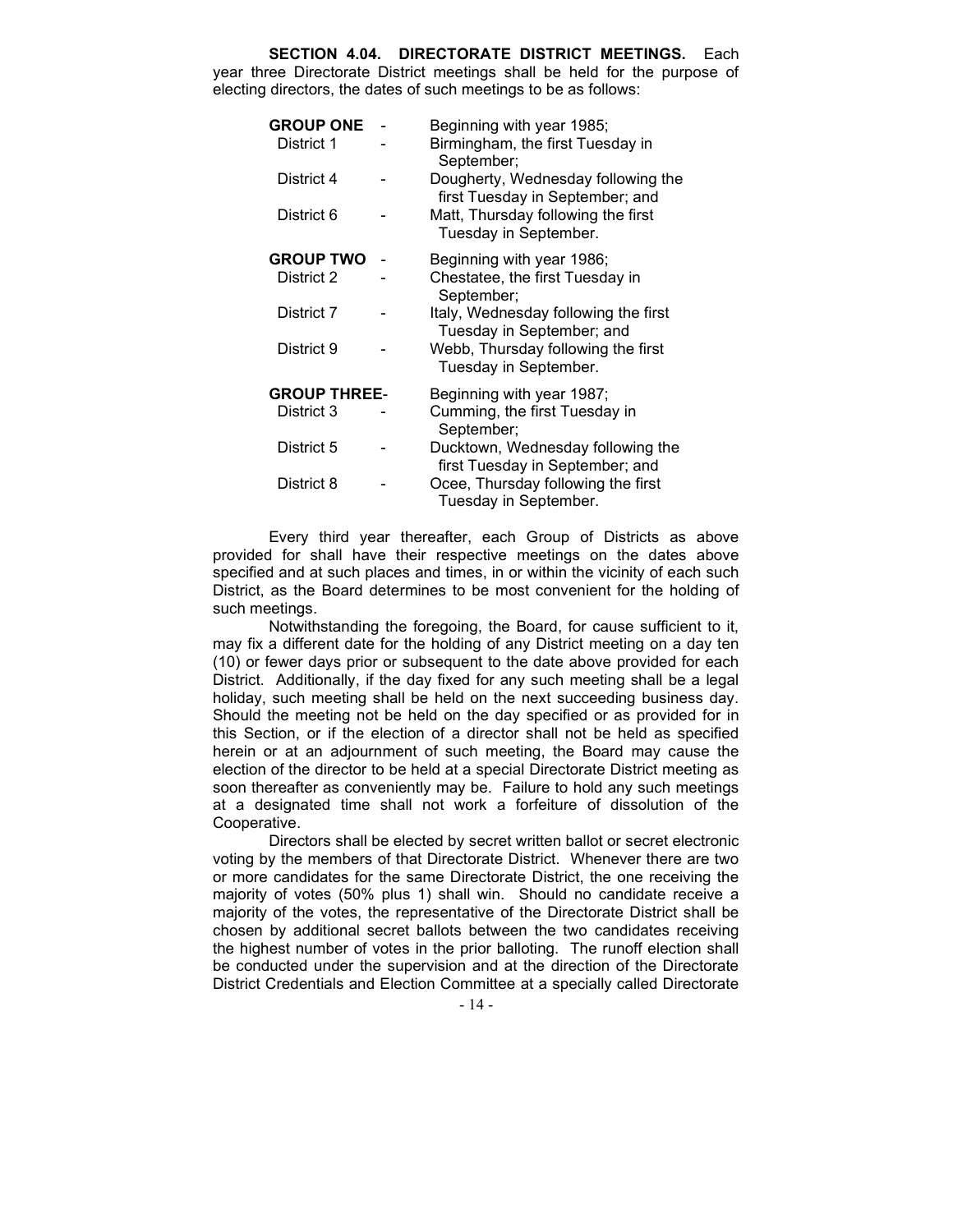**SECTION 4.04. DIRECTORATE DISTRICT MEETINGS.** Each year three Directorate District meetings shall be held for the purpose of electing directors, the dates of such meetings to be as follows:

| | | |
|---|---|---|
| **GROUP ONE** | - | Beginning with year 1985; |
| District 1 | - | Birmingham, the first Tuesday in September; |
| District 4 | - | Dougherty, Wednesday following the first Tuesday in September; and |
| District 6 | - | Matt, Thursday following the first Tuesday in September. |
| **GROUP TWO** | - | Beginning with year 1986; |
| District 2 | - | Chestatee, the first Tuesday in September; |
| District 7 | - | Italy, Wednesday following the first Tuesday in September; and |
| District 9 | - | Webb, Thursday following the first Tuesday in September. |
| **GROUP THREE** | - | Beginning with year 1987; |
| District 3 | - | Cumming, the first Tuesday in September; |
| District 5 | - | Ducktown, Wednesday following the first Tuesday in September; and |
| District 8 | - | Ocee, Thursday following the first Tuesday in September. |

Every third year thereafter, each Group of Districts as above provided for shall have their respective meetings on the dates above specified and at such places and times, in or within the vicinity of each such District, as the Board determines to be most convenient for the holding of such meetings.

Notwithstanding the foregoing, the Board, for cause sufficient to it, may fix a different date for the holding of any District meeting on a day ten (10) or fewer days prior or subsequent to the date above provided for each District. Additionally, if the day fixed for any such meeting shall be a legal holiday, such meeting shall be held on the next succeeding business day. Should the meeting not be held on the day specified or as provided for in this Section, or if the election of a director shall not be held as specified herein or at an adjournment of such meeting, the Board may cause the election of the director to be held at a special Directorate District meeting as soon thereafter as conveniently may be. Failure to hold any such meetings at a designated time shall not work a forfeiture of dissolution of the Cooperative.

Directors shall be elected by secret written ballot or secret electronic voting by the members of that Directorate District. Whenever there are two or more candidates for the same Directorate District, the one receiving the majority of votes (50% plus 1) shall win. Should no candidate receive a majority of the votes, the representative of the Directorate District shall be chosen by additional secret ballots between the two candidates receiving the highest number of votes in the prior balloting. The runoff election shall be conducted under the supervision and at the direction of the Directorate District Credentials and Election Committee at a specially called Directorate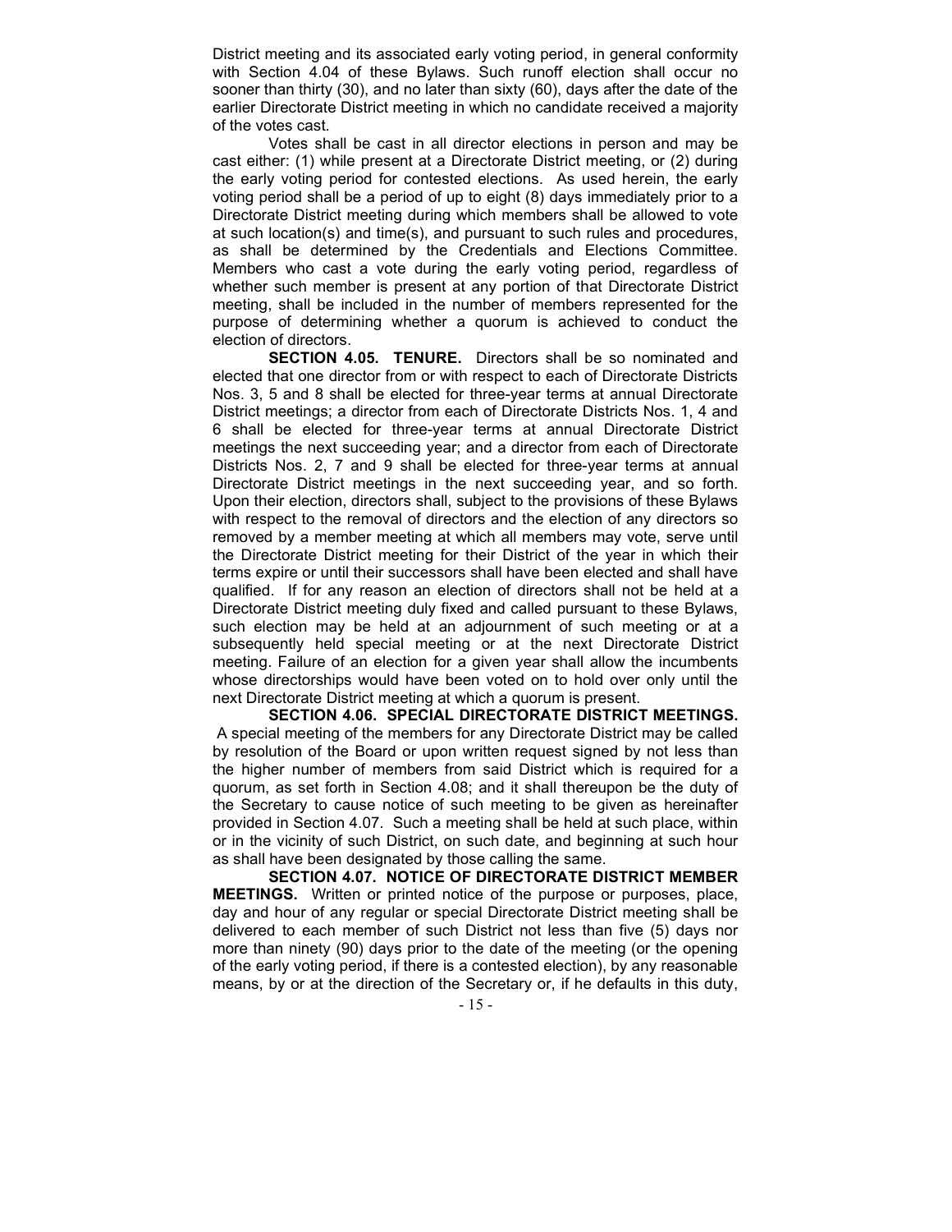District meeting and its associated early voting period, in general conformity with Section 4.04 of these Bylaws. Such runoff election shall occur no sooner than thirty (30), and no later than sixty (60), days after the date of the earlier Directorate District meeting in which no candidate received a majority of the votes cast.

Votes shall be cast in all director elections in person and may be cast either: (1) while present at a Directorate District meeting, or (2) during the early voting period for contested elections. As used herein, the early voting period shall be a period of up to eight (8) days immediately prior to a Directorate District meeting during which members shall be allowed to vote at such location(s) and time(s), and pursuant to such rules and procedures, as shall be determined by the Credentials and Elections Committee. Members who cast a vote during the early voting period, regardless of whether such member is present at any portion of that Directorate District meeting, shall be included in the number of members represented for the purpose of determining whether a quorum is achieved to conduct the election of directors.

**SECTION 4.05. TENURE.** Directors shall be so nominated and elected that one director from or with respect to each of Directorate Districts Nos. 3, 5 and 8 shall be elected for three-year terms at annual Directorate District meetings; a director from each of Directorate Districts Nos. 1, 4 and 6 shall be elected for three-year terms at annual Directorate District meetings the next succeeding year; and a director from each of Directorate Districts Nos. 2, 7 and 9 shall be elected for three-year terms at annual Directorate District meetings in the next succeeding year, and so forth. Upon their election, directors shall, subject to the provisions of these Bylaws with respect to the removal of directors and the election of any directors so removed by a member meeting at which all members may vote, serve until the Directorate District meeting for their District of the year in which their terms expire or until their successors shall have been elected and shall have qualified. If for any reason an election of directors shall not be held at a Directorate District meeting duly fixed and called pursuant to these Bylaws, such election may be held at an adjournment of such meeting or at a subsequently held special meeting or at the next Directorate District meeting. Failure of an election for a given year shall allow the incumbents whose directorships would have been voted on to hold over only until the next Directorate District meeting at which a quorum is present.

**SECTION 4.06. SPECIAL DIRECTORATE DISTRICT MEETINGS.** A special meeting of the members for any Directorate District may be called by resolution of the Board or upon written request signed by not less than the higher number of members from said District which is required for a quorum, as set forth in Section 4.08; and it shall thereupon be the duty of the Secretary to cause notice of such meeting to be given as hereinafter provided in Section 4.07. Such a meeting shall be held at such place, within or in the vicinity of such District, on such date, and beginning at such hour as shall have been designated by those calling the same.

**SECTION 4.07. NOTICE OF DIRECTORATE DISTRICT MEMBER MEETINGS.** Written or printed notice of the purpose or purposes, place, day and hour of any regular or special Directorate District meeting shall be delivered to each member of such District not less than five (5) days nor more than ninety (90) days prior to the date of the meeting (or the opening of the early voting period, if there is a contested election), by any reasonable means, by or at the direction of the Secretary or, if he defaults in this duty,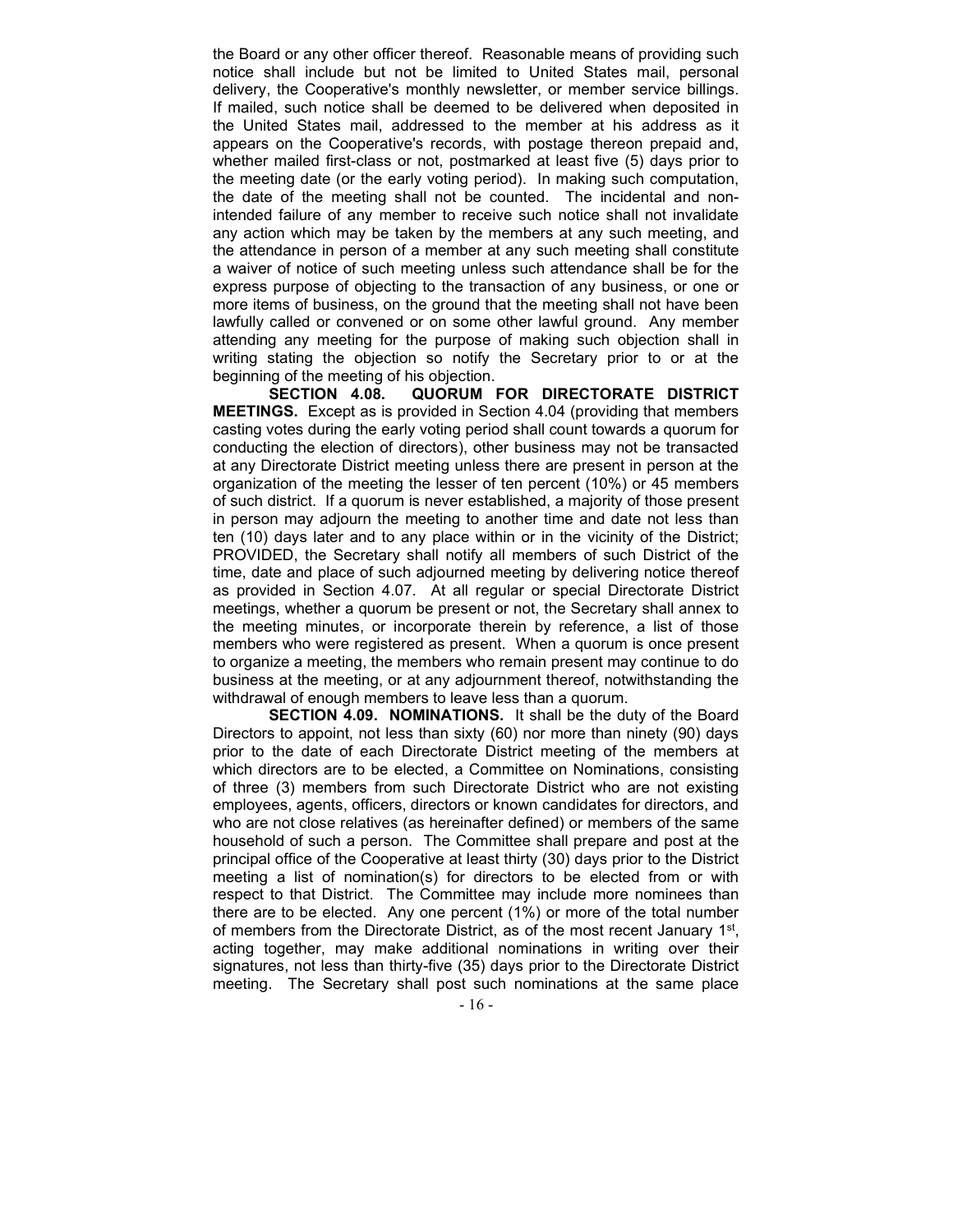the Board or any other officer thereof. Reasonable means of providing such notice shall include but not be limited to United States mail, personal delivery, the Cooperative's monthly newsletter, or member service billings. If mailed, such notice shall be deemed to be delivered when deposited in the United States mail, addressed to the member at his address as it appears on the Cooperative's records, with postage thereon prepaid and, whether mailed first-class or not, postmarked at least five (5) days prior to the meeting date (or the early voting period). In making such computation, the date of the meeting shall not be counted. The incidental and non-intended failure of any member to receive such notice shall not invalidate any action which may be taken by the members at any such meeting, and the attendance in person of a member at any such meeting shall constitute a waiver of notice of such meeting unless such attendance shall be for the express purpose of objecting to the transaction of any business, or one or more items of business, on the ground that the meeting shall not have been lawfully called or convened or on some other lawful ground. Any member attending any meeting for the purpose of making such objection shall in writing stating the objection so notify the Secretary prior to or at the beginning of the meeting of his objection.

**SECTION 4.08. QUORUM FOR DIRECTORATE DISTRICT MEETINGS.** Except as is provided in Section 4.04 (providing that members casting votes during the early voting period shall count towards a quorum for conducting the election of directors), other business may not be transacted at any Directorate District meeting unless there are present in person at the organization of the meeting the lesser of ten percent (10%) or 45 members of such district. If a quorum is never established, a majority of those present in person may adjourn the meeting to another time and date not less than ten (10) days later and to any place within or in the vicinity of the District; PROVIDED, the Secretary shall notify all members of such District of the time, date and place of such adjourned meeting by delivering notice thereof as provided in Section 4.07. At all regular or special Directorate District meetings, whether a quorum be present or not, the Secretary shall annex to the meeting minutes, or incorporate therein by reference, a list of those members who were registered as present. When a quorum is once present to organize a meeting, the members who remain present may continue to do business at the meeting, or at any adjournment thereof, notwithstanding the withdrawal of enough members to leave less than a quorum.

**SECTION 4.09. NOMINATIONS.** It shall be the duty of the Board Directors to appoint, not less than sixty (60) nor more than ninety (90) days prior to the date of each Directorate District meeting of the members at which directors are to be elected, a Committee on Nominations, consisting of three (3) members from such Directorate District who are not existing employees, agents, officers, directors or known candidates for directors, and who are not close relatives (as hereinafter defined) or members of the same household of such a person. The Committee shall prepare and post at the principal office of the Cooperative at least thirty (30) days prior to the District meeting a list of nomination(s) for directors to be elected from or with respect to that District. The Committee may include more nominees than there are to be elected. Any one percent (1%) or more of the total number of members from the Directorate District, as of the most recent January 1st, acting together, may make additional nominations in writing over their signatures, not less than thirty-five (35) days prior to the Directorate District meeting. The Secretary shall post such nominations at the same place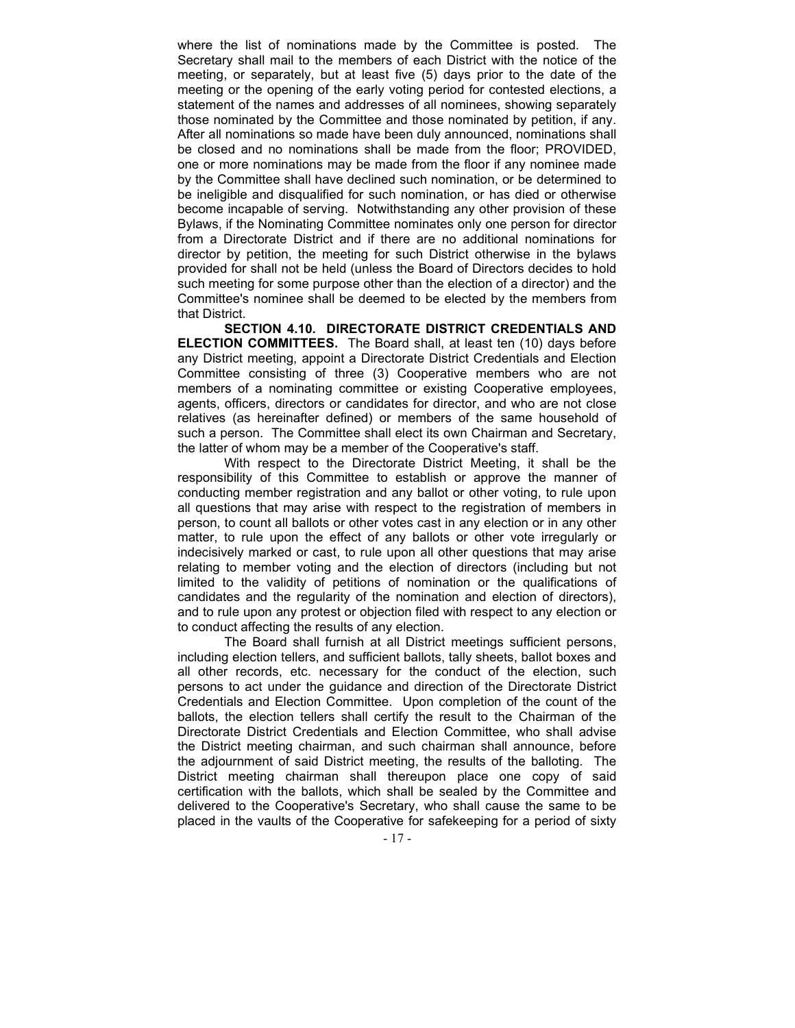where the list of nominations made by the Committee is posted. The Secretary shall mail to the members of each District with the notice of the meeting, or separately, but at least five (5) days prior to the date of the meeting or the opening of the early voting period for contested elections, a statement of the names and addresses of all nominees, showing separately those nominated by the Committee and those nominated by petition, if any. After all nominations so made have been duly announced, nominations shall be closed and no nominations shall be made from the floor; PROVIDED, one or more nominations may be made from the floor if any nominee made by the Committee shall have declined such nomination, or be determined to be ineligible and disqualified for such nomination, or has died or otherwise become incapable of serving. Notwithstanding any other provision of these Bylaws, if the Nominating Committee nominates only one person for director from a Directorate District and if there are no additional nominations for director by petition, the meeting for such District otherwise in the bylaws provided for shall not be held (unless the Board of Directors decides to hold such meeting for some purpose other than the election of a director) and the Committee's nominee shall be deemed to be elected by the members from that District.

**SECTION 4.10. DIRECTORATE DISTRICT CREDENTIALS AND ELECTION COMMITTEES.** The Board shall, at least ten (10) days before any District meeting, appoint a Directorate District Credentials and Election Committee consisting of three (3) Cooperative members who are not members of a nominating committee or existing Cooperative employees, agents, officers, directors or candidates for director, and who are not close relatives (as hereinafter defined) or members of the same household of such a person. The Committee shall elect its own Chairman and Secretary, the latter of whom may be a member of the Cooperative's staff.

With respect to the Directorate District Meeting, it shall be the responsibility of this Committee to establish or approve the manner of conducting member registration and any ballot or other voting, to rule upon all questions that may arise with respect to the registration of members in person, to count all ballots or other votes cast in any election or in any other matter, to rule upon the effect of any ballots or other vote irregularly or indecisively marked or cast, to rule upon all other questions that may arise relating to member voting and the election of directors (including but not limited to the validity of petitions of nomination or the qualifications of candidates and the regularity of the nomination and election of directors), and to rule upon any protest or objection filed with respect to any election or to conduct affecting the results of any election.

The Board shall furnish at all District meetings sufficient persons, including election tellers, and sufficient ballots, tally sheets, ballot boxes and all other records, etc. necessary for the conduct of the election, such persons to act under the guidance and direction of the Directorate District Credentials and Election Committee. Upon completion of the count of the ballots, the election tellers shall certify the result to the Chairman of the Directorate District Credentials and Election Committee, who shall advise the District meeting chairman, and such chairman shall announce, before the adjournment of said District meeting, the results of the balloting. The District meeting chairman shall thereupon place one copy of said certification with the ballots, which shall be sealed by the Committee and delivered to the Cooperative's Secretary, who shall cause the same to be placed in the vaults of the Cooperative for safekeeping for a period of sixty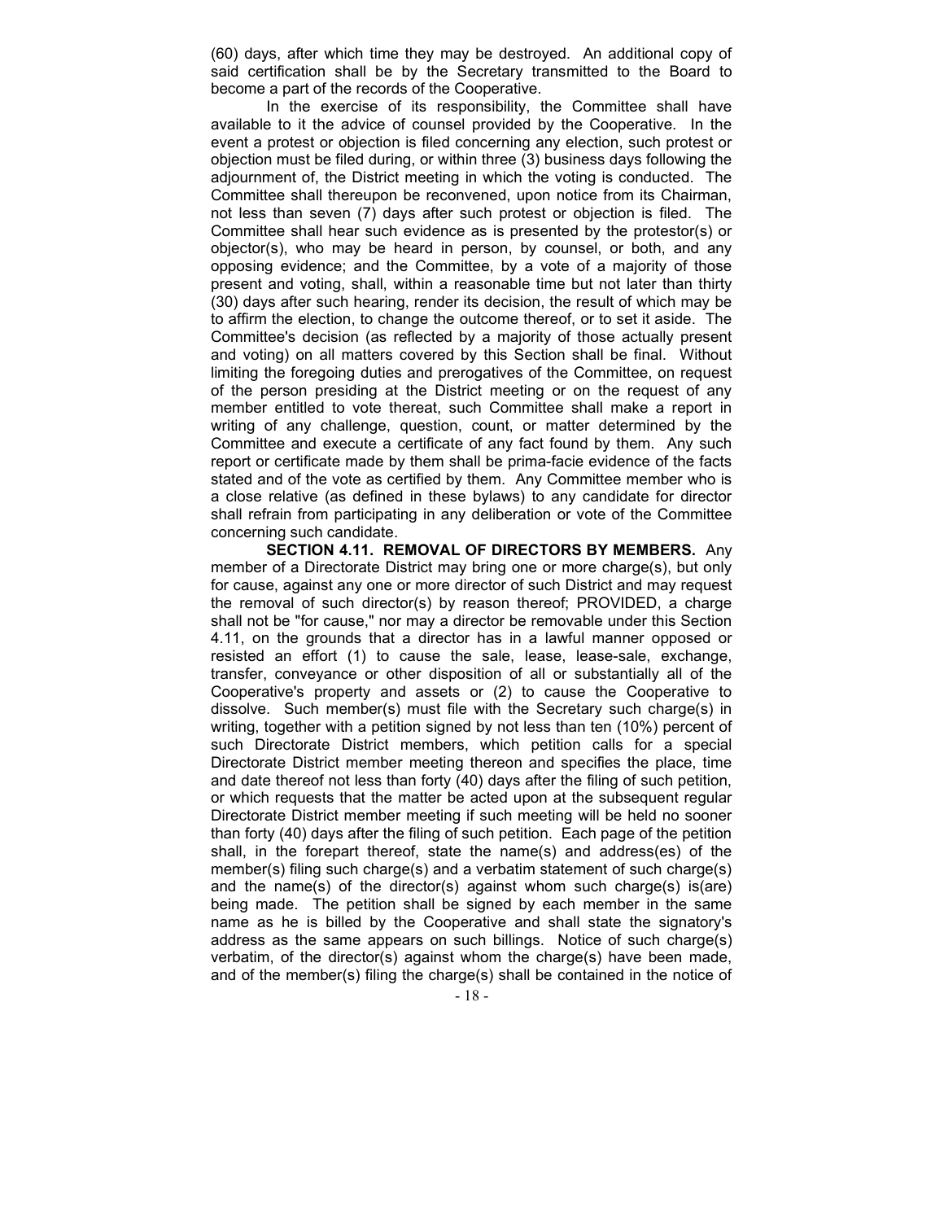(60) days, after which time they may be destroyed. An additional copy of said certification shall be by the Secretary transmitted to the Board to become a part of the records of the Cooperative.

In the exercise of its responsibility, the Committee shall have available to it the advice of counsel provided by the Cooperative. In the event a protest or objection is filed concerning any election, such protest or objection must be filed during, or within three (3) business days following the adjournment of, the District meeting in which the voting is conducted. The Committee shall thereupon be reconvened, upon notice from its Chairman, not less than seven (7) days after such protest or objection is filed. The Committee shall hear such evidence as is presented by the protestor(s) or objector(s), who may be heard in person, by counsel, or both, and any opposing evidence; and the Committee, by a vote of a majority of those present and voting, shall, within a reasonable time but not later than thirty (30) days after such hearing, render its decision, the result of which may be to affirm the election, to change the outcome thereof, or to set it aside. The Committee's decision (as reflected by a majority of those actually present and voting) on all matters covered by this Section shall be final. Without limiting the foregoing duties and prerogatives of the Committee, on request of the person presiding at the District meeting or on the request of any member entitled to vote thereat, such Committee shall make a report in writing of any challenge, question, count, or matter determined by the Committee and execute a certificate of any fact found by them. Any such report or certificate made by them shall be prima-facie evidence of the facts stated and of the vote as certified by them. Any Committee member who is a close relative (as defined in these bylaws) to any candidate for director shall refrain from participating in any deliberation or vote of the Committee concerning such candidate.

**SECTION 4.11. REMOVAL OF DIRECTORS BY MEMBERS.** Any member of a Directorate District may bring one or more charge(s), but only for cause, against any one or more director of such District and may request the removal of such director(s) by reason thereof; PROVIDED, a charge shall not be "for cause," nor may a director be removable under this Section 4.11, on the grounds that a director has in a lawful manner opposed or resisted an effort (1) to cause the sale, lease, lease-sale, exchange, transfer, conveyance or other disposition of all or substantially all of the Cooperative's property and assets or (2) to cause the Cooperative to dissolve. Such member(s) must file with the Secretary such charge(s) in writing, together with a petition signed by not less than ten (10%) percent of such Directorate District members, which petition calls for a special Directorate District member meeting thereon and specifies the place, time and date thereof not less than forty (40) days after the filing of such petition, or which requests that the matter be acted upon at the subsequent regular Directorate District member meeting if such meeting will be held no sooner than forty (40) days after the filing of such petition. Each page of the petition shall, in the forepart thereof, state the name(s) and address(es) of the member(s) filing such charge(s) and a verbatim statement of such charge(s) and the name(s) of the director(s) against whom such charge(s) is(are) being made. The petition shall be signed by each member in the same name as he is billed by the Cooperative and shall state the signatory's address as the same appears on such billings. Notice of such charge(s) verbatim, of the director(s) against whom the charge(s) have been made, and of the member(s) filing the charge(s) shall be contained in the notice of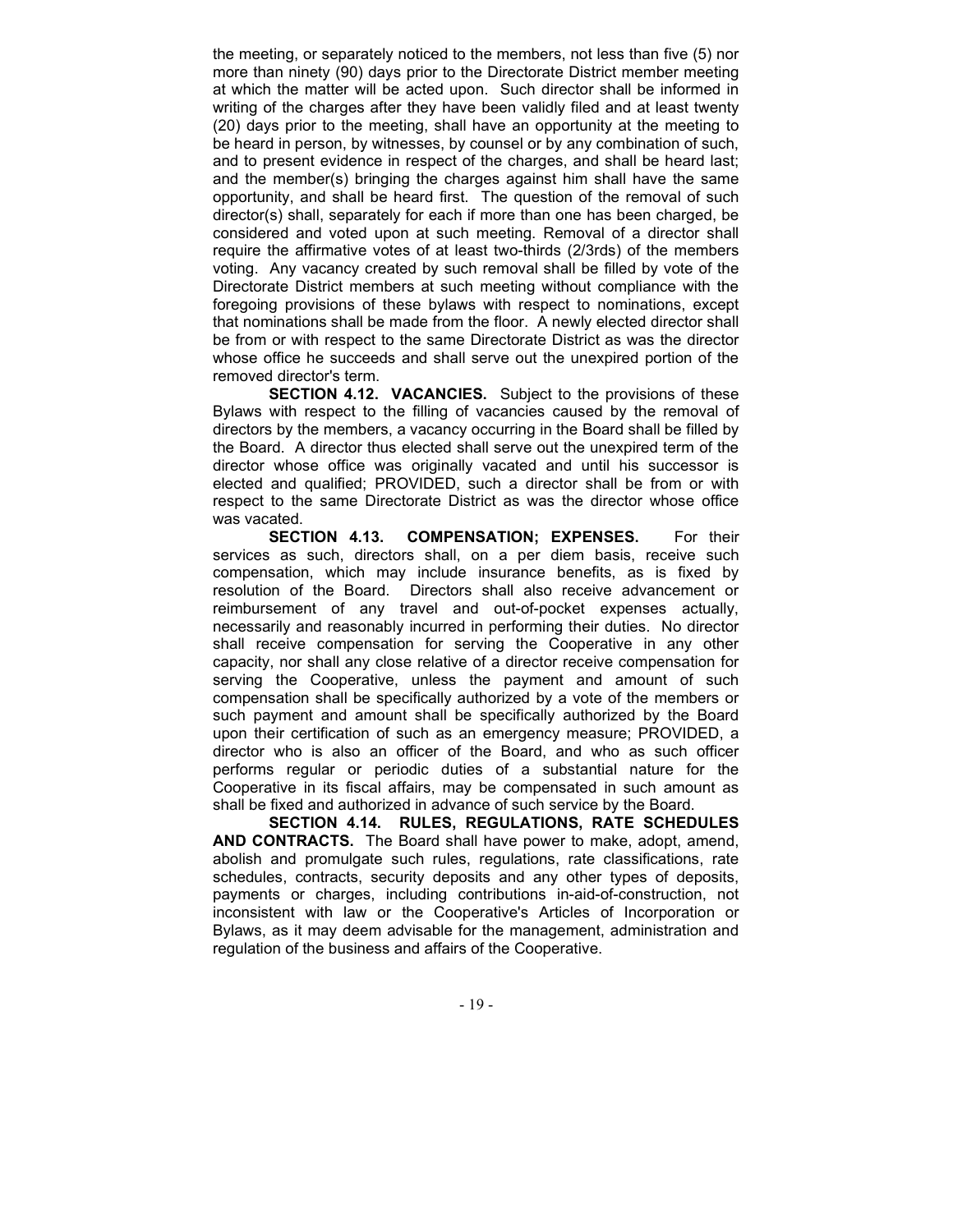the meeting, or separately noticed to the members, not less than five (5) nor more than ninety (90) days prior to the Directorate District member meeting at which the matter will be acted upon. Such director shall be informed in writing of the charges after they have been validly filed and at least twenty (20) days prior to the meeting, shall have an opportunity at the meeting to be heard in person, by witnesses, by counsel or by any combination of such, and to present evidence in respect of the charges, and shall be heard last; and the member(s) bringing the charges against him shall have the same opportunity, and shall be heard first. The question of the removal of such director(s) shall, separately for each if more than one has been charged, be considered and voted upon at such meeting. Removal of a director shall require the affirmative votes of at least two-thirds (2/3rds) of the members voting. Any vacancy created by such removal shall be filled by vote of the Directorate District members at such meeting without compliance with the foregoing provisions of these bylaws with respect to nominations, except that nominations shall be made from the floor. A newly elected director shall be from or with respect to the same Directorate District as was the director whose office he succeeds and shall serve out the unexpired portion of the removed director's term.

**SECTION 4.12. VACANCIES.** Subject to the provisions of these Bylaws with respect to the filling of vacancies caused by the removal of directors by the members, a vacancy occurring in the Board shall be filled by the Board. A director thus elected shall serve out the unexpired term of the director whose office was originally vacated and until his successor is elected and qualified; PROVIDED, such a director shall be from or with respect to the same Directorate District as was the director whose office was vacated.

**SECTION 4.13. COMPENSATION; EXPENSES.** For their services as such, directors shall, on a per diem basis, receive such compensation, which may include insurance benefits, as is fixed by resolution of the Board. Directors shall also receive advancement or reimbursement of any travel and out-of-pocket expenses actually, necessarily and reasonably incurred in performing their duties. No director shall receive compensation for serving the Cooperative in any other capacity, nor shall any close relative of a director receive compensation for serving the Cooperative, unless the payment and amount of such compensation shall be specifically authorized by a vote of the members or such payment and amount shall be specifically authorized by the Board upon their certification of such as an emergency measure; PROVIDED, a director who is also an officer of the Board, and who as such officer performs regular or periodic duties of a substantial nature for the Cooperative in its fiscal affairs, may be compensated in such amount as shall be fixed and authorized in advance of such service by the Board.

**SECTION 4.14. RULES, REGULATIONS, RATE SCHEDULES AND CONTRACTS.** The Board shall have power to make, adopt, amend, abolish and promulgate such rules, regulations, rate classifications, rate schedules, contracts, security deposits and any other types of deposits, payments or charges, including contributions in-aid-of-construction, not inconsistent with law or the Cooperative's Articles of Incorporation or Bylaws, as it may deem advisable for the management, administration and regulation of the business and affairs of the Cooperative.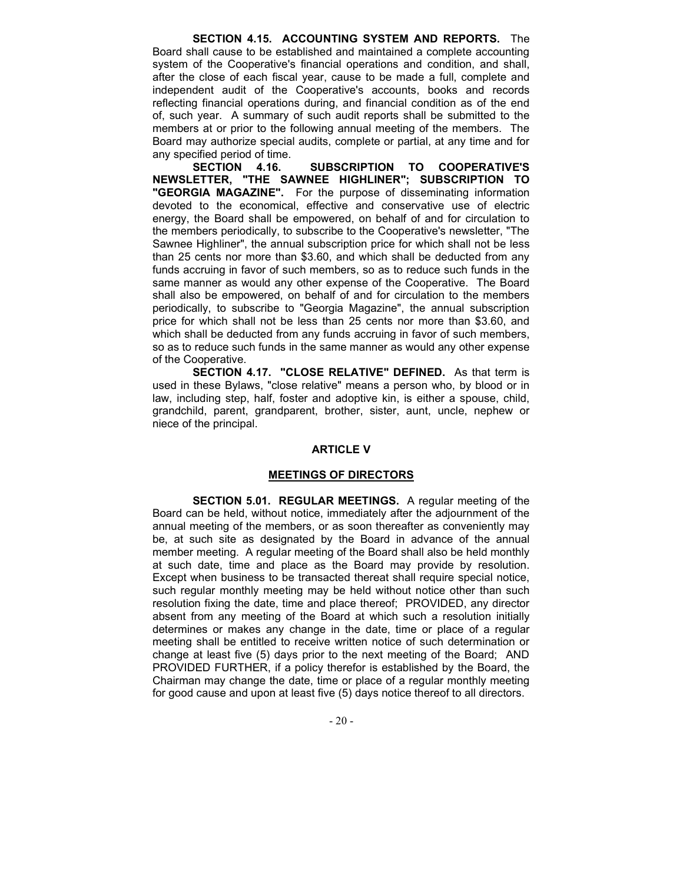**SECTION 4.15. ACCOUNTING SYSTEM AND REPORTS.** The Board shall cause to be established and maintained a complete accounting system of the Cooperative's financial operations and condition, and shall, after the close of each fiscal year, cause to be made a full, complete and independent audit of the Cooperative's accounts, books and records reflecting financial operations during, and financial condition as of the end of, such year. A summary of such audit reports shall be submitted to the members at or prior to the following annual meeting of the members. The Board may authorize special audits, complete or partial, at any time and for any specified period of time.

**SECTION 4.16. SUBSCRIPTION TO COOPERATIVE'S NEWSLETTER, "THE SAWNEE HIGHLINER"; SUBSCRIPTION TO "GEORGIA MAGAZINE".** For the purpose of disseminating information devoted to the economical, effective and conservative use of electric energy, the Board shall be empowered, on behalf of and for circulation to the members periodically, to subscribe to the Cooperative's newsletter, "The Sawnee Highliner", the annual subscription price for which shall not be less than 25 cents nor more than $3.60, and which shall be deducted from any funds accruing in favor of such members, so as to reduce such funds in the same manner as would any other expense of the Cooperative. The Board shall also be empowered, on behalf of and for circulation to the members periodically, to subscribe to "Georgia Magazine", the annual subscription price for which shall not be less than 25 cents nor more than $3.60, and which shall be deducted from any funds accruing in favor of such members, so as to reduce such funds in the same manner as would any other expense of the Cooperative.

**SECTION 4.17. "CLOSE RELATIVE" DEFINED.** As that term is used in these Bylaws, "close relative" means a person who, by blood or in law, including step, half, foster and adoptive kin, is either a spouse, child, grandchild, parent, grandparent, brother, sister, aunt, uncle, nephew or niece of the principal.

## ARTICLE V

## MEETINGS OF DIRECTORS

**SECTION 5.01. REGULAR MEETINGS.** A regular meeting of the Board can be held, without notice, immediately after the adjournment of the annual meeting of the members, or as soon thereafter as conveniently may be, at such site as designated by the Board in advance of the annual member meeting. A regular meeting of the Board shall also be held monthly at such date, time and place as the Board may provide by resolution. Except when business to be transacted thereat shall require special notice, such regular monthly meeting may be held without notice other than such resolution fixing the date, time and place thereof; PROVIDED, any director absent from any meeting of the Board at which such a resolution initially determines or makes any change in the date, time or place of a regular meeting shall be entitled to receive written notice of such determination or change at least five (5) days prior to the next meeting of the Board; AND PROVIDED FURTHER, if a policy therefor is established by the Board, the Chairman may change the date, time or place of a regular monthly meeting for good cause and upon at least five (5) days notice thereof to all directors.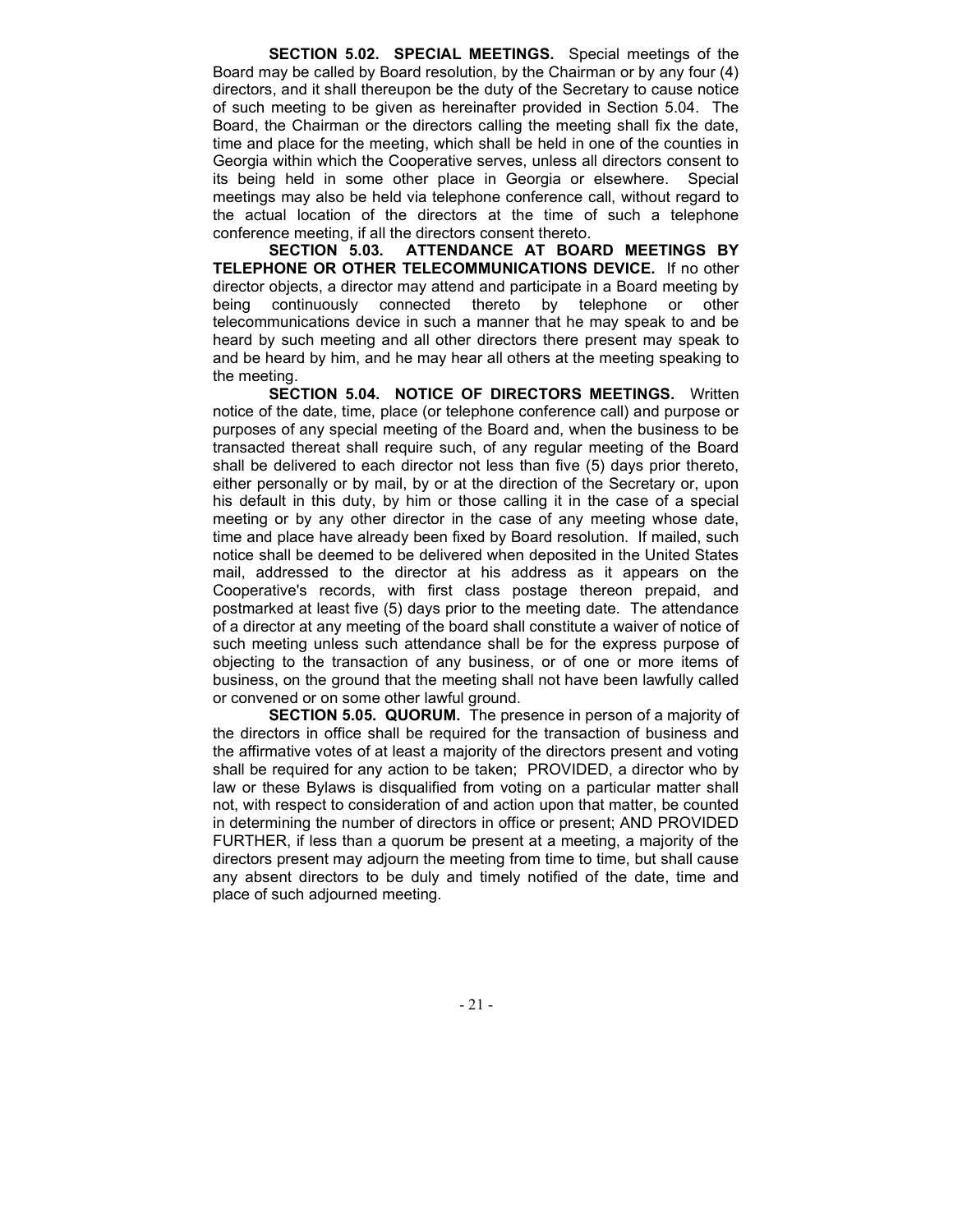**SECTION 5.02. SPECIAL MEETINGS.** Special meetings of the Board may be called by Board resolution, by the Chairman or by any four (4) directors, and it shall thereupon be the duty of the Secretary to cause notice of such meeting to be given as hereinafter provided in Section 5.04. The Board, the Chairman or the directors calling the meeting shall fix the date, time and place for the meeting, which shall be held in one of the counties in Georgia within which the Cooperative serves, unless all directors consent to its being held in some other place in Georgia or elsewhere. Special meetings may also be held via telephone conference call, without regard to the actual location of the directors at the time of such a telephone conference meeting, if all the directors consent thereto.

**SECTION 5.03. ATTENDANCE AT BOARD MEETINGS BY TELEPHONE OR OTHER TELECOMMUNICATIONS DEVICE.** If no other director objects, a director may attend and participate in a Board meeting by being continuously connected thereto by telephone or other telecommunications device in such a manner that he may speak to and be heard by such meeting and all other directors there present may speak to and be heard by him, and he may hear all others at the meeting speaking to the meeting.

**SECTION 5.04. NOTICE OF DIRECTORS MEETINGS.** Written notice of the date, time, place (or telephone conference call) and purpose or purposes of any special meeting of the Board and, when the business to be transacted thereat shall require such, of any regular meeting of the Board shall be delivered to each director not less than five (5) days prior thereto, either personally or by mail, by or at the direction of the Secretary or, upon his default in this duty, by him or those calling it in the case of a special meeting or by any other director in the case of any meeting whose date, time and place have already been fixed by Board resolution. If mailed, such notice shall be deemed to be delivered when deposited in the United States mail, addressed to the director at his address as it appears on the Cooperative's records, with first class postage thereon prepaid, and postmarked at least five (5) days prior to the meeting date. The attendance of a director at any meeting of the board shall constitute a waiver of notice of such meeting unless such attendance shall be for the express purpose of objecting to the transaction of any business, or of one or more items of business, on the ground that the meeting shall not have been lawfully called or convened or on some other lawful ground.

**SECTION 5.05. QUORUM.** The presence in person of a majority of the directors in office shall be required for the transaction of business and the affirmative votes of at least a majority of the directors present and voting shall be required for any action to be taken; PROVIDED, a director who by law or these Bylaws is disqualified from voting on a particular matter shall not, with respect to consideration of and action upon that matter, be counted in determining the number of directors in office or present; AND PROVIDED FURTHER, if less than a quorum be present at a meeting, a majority of the directors present may adjourn the meeting from time to time, but shall cause any absent directors to be duly and timely notified of the date, time and place of such adjourned meeting.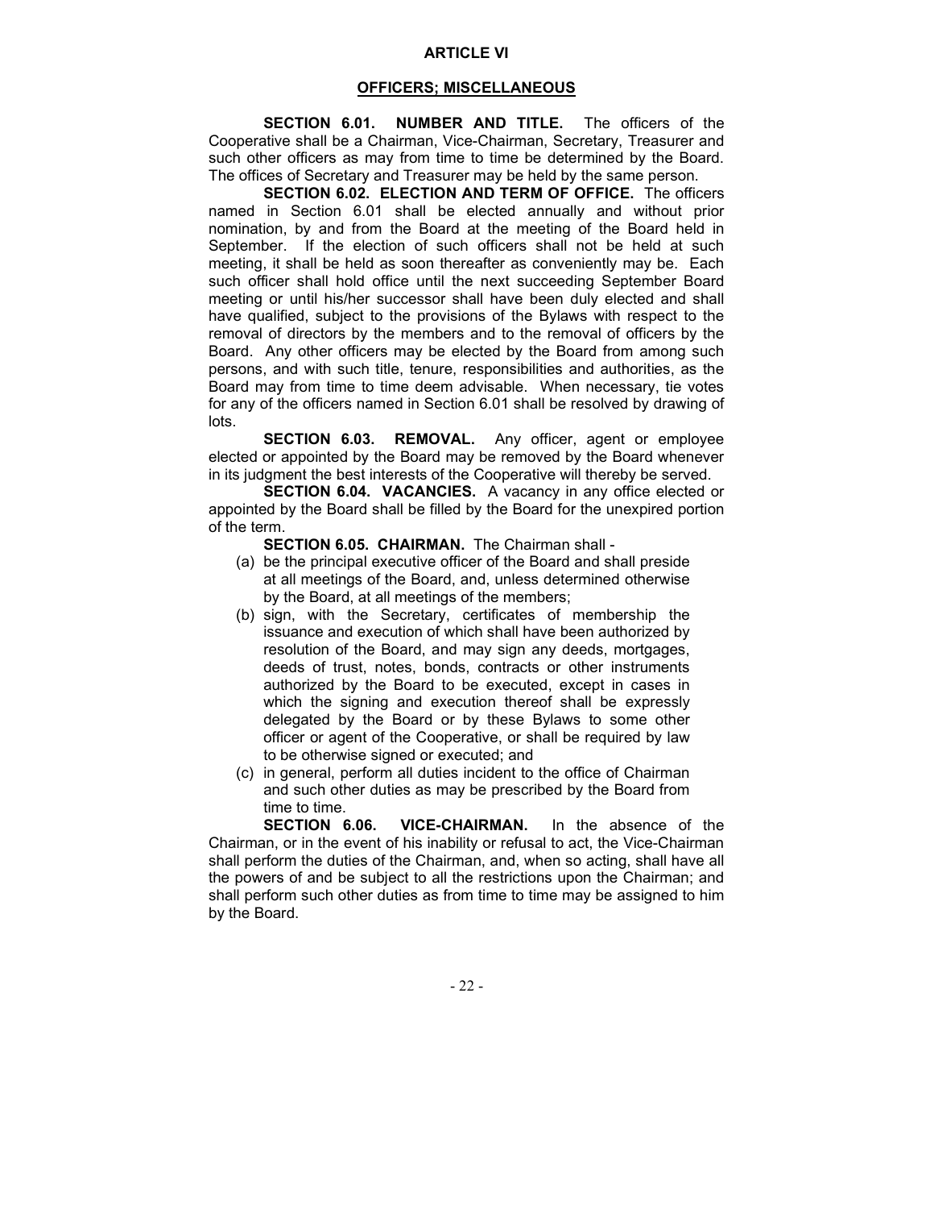## ARTICLE VI

## OFFICERS; MISCELLANEOUS

**SECTION 6.01. NUMBER AND TITLE.** The officers of the Cooperative shall be a Chairman, Vice-Chairman, Secretary, Treasurer and such other officers as may from time to time be determined by the Board. The offices of Secretary and Treasurer may be held by the same person.

**SECTION 6.02. ELECTION AND TERM OF OFFICE.** The officers named in Section 6.01 shall be elected annually and without prior nomination, by and from the Board at the meeting of the Board held in September. If the election of such officers shall not be held at such meeting, it shall be held as soon thereafter as conveniently may be. Each such officer shall hold office until the next succeeding September Board meeting or until his/her successor shall have been duly elected and shall have qualified, subject to the provisions of the Bylaws with respect to the removal of directors by the members and to the removal of officers by the Board. Any other officers may be elected by the Board from among such persons, and with such title, tenure, responsibilities and authorities, as the Board may from time to time deem advisable. When necessary, tie votes for any of the officers named in Section 6.01 shall be resolved by drawing of lots.

**SECTION 6.03. REMOVAL.** Any officer, agent or employee elected or appointed by the Board may be removed by the Board whenever in its judgment the best interests of the Cooperative will thereby be served.

**SECTION 6.04. VACANCIES.** A vacancy in any office elected or appointed by the Board shall be filled by the Board for the unexpired portion of the term.

**SECTION 6.05. CHAIRMAN.** The Chairman shall -

(a) be the principal executive officer of the Board and shall preside at all meetings of the Board, and, unless determined otherwise by the Board, at all meetings of the members;

(b) sign, with the Secretary, certificates of membership the issuance and execution of which shall have been authorized by resolution of the Board, and may sign any deeds, mortgages, deeds of trust, notes, bonds, contracts or other instruments authorized by the Board to be executed, except in cases in which the signing and execution thereof shall be expressly delegated by the Board or by these Bylaws to some other officer or agent of the Cooperative, or shall be required by law to be otherwise signed or executed; and

(c) in general, perform all duties incident to the office of Chairman and such other duties as may be prescribed by the Board from time to time.

**SECTION 6.06. VICE-CHAIRMAN.** In the absence of the Chairman, or in the event of his inability or refusal to act, the Vice-Chairman shall perform the duties of the Chairman, and, when so acting, shall have all the powers of and be subject to all the restrictions upon the Chairman; and shall perform such other duties as from time to time may be assigned to him by the Board.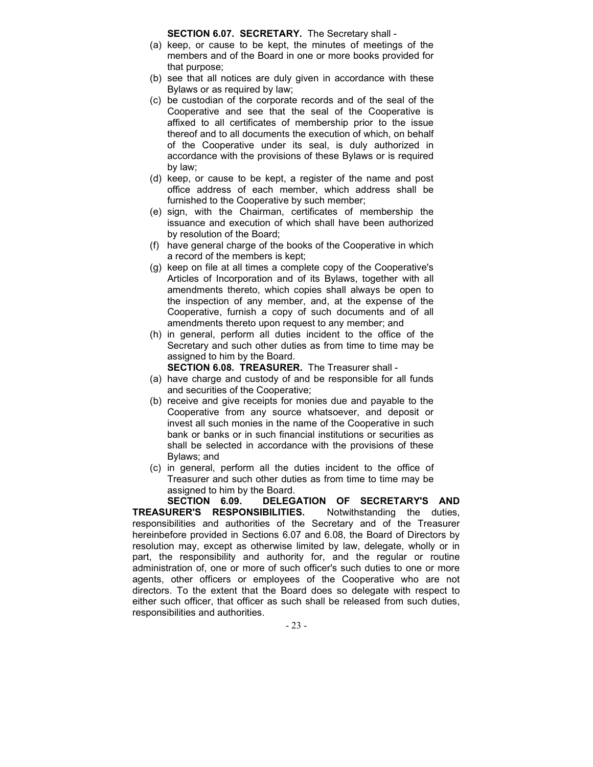**SECTION 6.07. SECRETARY.** The Secretary shall -

(a) keep, or cause to be kept, the minutes of meetings of the members and of the Board in one or more books provided for that purpose;

(b) see that all notices are duly given in accordance with these Bylaws or as required by law;

(c) be custodian of the corporate records and of the seal of the Cooperative and see that the seal of the Cooperative is affixed to all certificates of membership prior to the issue thereof and to all documents the execution of which, on behalf of the Cooperative under its seal, is duly authorized in accordance with the provisions of these Bylaws or is required by law;

(d) keep, or cause to be kept, a register of the name and post office address of each member, which address shall be furnished to the Cooperative by such member;

(e) sign, with the Chairman, certificates of membership the issuance and execution of which shall have been authorized by resolution of the Board;

(f) have general charge of the books of the Cooperative in which a record of the members is kept;

(g) keep on file at all times a complete copy of the Cooperative's Articles of Incorporation and of its Bylaws, together with all amendments thereto, which copies shall always be open to the inspection of any member, and, at the expense of the Cooperative, furnish a copy of such documents and of all amendments thereto upon request to any member; and

(h) in general, perform all duties incident to the office of the Secretary and such other duties as from time to time may be assigned to him by the Board.

**SECTION 6.08. TREASURER.** The Treasurer shall -

(a) have charge and custody of and be responsible for all funds and securities of the Cooperative;

(b) receive and give receipts for monies due and payable to the Cooperative from any source whatsoever, and deposit or invest all such monies in the name of the Cooperative in such bank or banks or in such financial institutions or securities as shall be selected in accordance with the provisions of these Bylaws; and

(c) in general, perform all the duties incident to the office of Treasurer and such other duties as from time to time may be assigned to him by the Board.

**SECTION 6.09. DELEGATION OF SECRETARY'S AND TREASURER'S RESPONSIBILITIES.** Notwithstanding the duties, responsibilities and authorities of the Secretary and of the Treasurer hereinbefore provided in Sections 6.07 and 6.08, the Board of Directors by resolution may, except as otherwise limited by law, delegate, wholly or in part, the responsibility and authority for, and the regular or routine administration of, one or more of such officer's such duties to one or more agents, other officers or employees of the Cooperative who are not directors. To the extent that the Board does so delegate with respect to either such officer, that officer as such shall be released from such duties, responsibilities and authorities.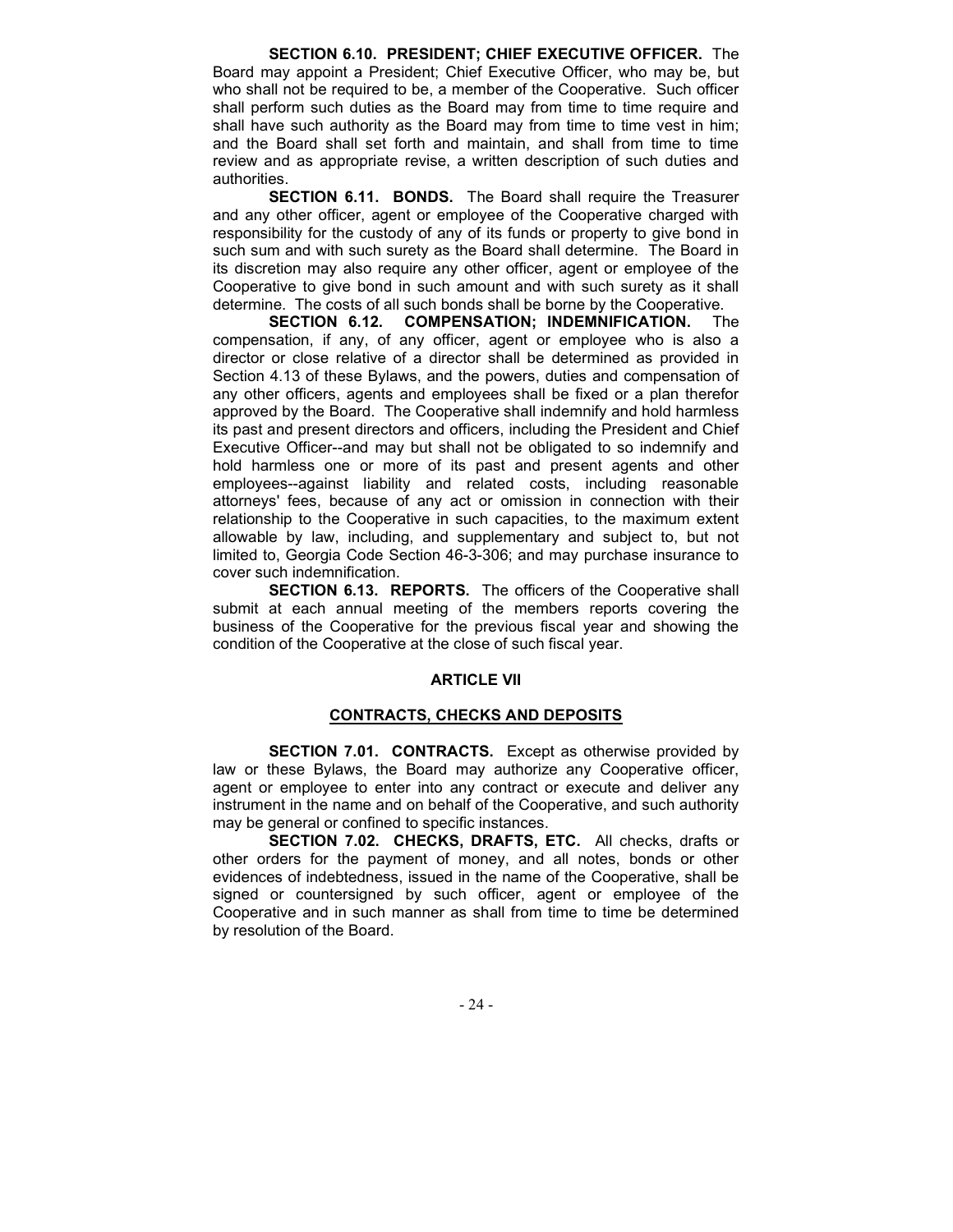**SECTION 6.10. PRESIDENT; CHIEF EXECUTIVE OFFICER.** The Board may appoint a President; Chief Executive Officer, who may be, but who shall not be required to be, a member of the Cooperative. Such officer shall perform such duties as the Board may from time to time require and shall have such authority as the Board may from time to time vest in him; and the Board shall set forth and maintain, and shall from time to time review and as appropriate revise, a written description of such duties and authorities.

**SECTION 6.11. BONDS.** The Board shall require the Treasurer and any other officer, agent or employee of the Cooperative charged with responsibility for the custody of any of its funds or property to give bond in such sum and with such surety as the Board shall determine. The Board in its discretion may also require any other officer, agent or employee of the Cooperative to give bond in such amount and with such surety as it shall determine. The costs of all such bonds shall be borne by the Cooperative.

**SECTION 6.12. COMPENSATION; INDEMNIFICATION.** The compensation, if any, of any officer, agent or employee who is also a director or close relative of a director shall be determined as provided in Section 4.13 of these Bylaws, and the powers, duties and compensation of any other officers, agents and employees shall be fixed or a plan therefor approved by the Board. The Cooperative shall indemnify and hold harmless its past and present directors and officers, including the President and Chief Executive Officer--and may but shall not be obligated to so indemnify and hold harmless one or more of its past and present agents and other employees--against liability and related costs, including reasonable attorneys' fees, because of any act or omission in connection with their relationship to the Cooperative in such capacities, to the maximum extent allowable by law, including, and supplementary and subject to, but not limited to, Georgia Code Section 46-3-306; and may purchase insurance to cover such indemnification.

**SECTION 6.13. REPORTS.** The officers of the Cooperative shall submit at each annual meeting of the members reports covering the business of the Cooperative for the previous fiscal year and showing the condition of the Cooperative at the close of such fiscal year.

## ARTICLE VII

## CONTRACTS, CHECKS AND DEPOSITS

**SECTION 7.01. CONTRACTS.** Except as otherwise provided by law or these Bylaws, the Board may authorize any Cooperative officer, agent or employee to enter into any contract or execute and deliver any instrument in the name and on behalf of the Cooperative, and such authority may be general or confined to specific instances.

**SECTION 7.02. CHECKS, DRAFTS, ETC.** All checks, drafts or other orders for the payment of money, and all notes, bonds or other evidences of indebtedness, issued in the name of the Cooperative, shall be signed or countersigned by such officer, agent or employee of the Cooperative and in such manner as shall from time to time be determined by resolution of the Board.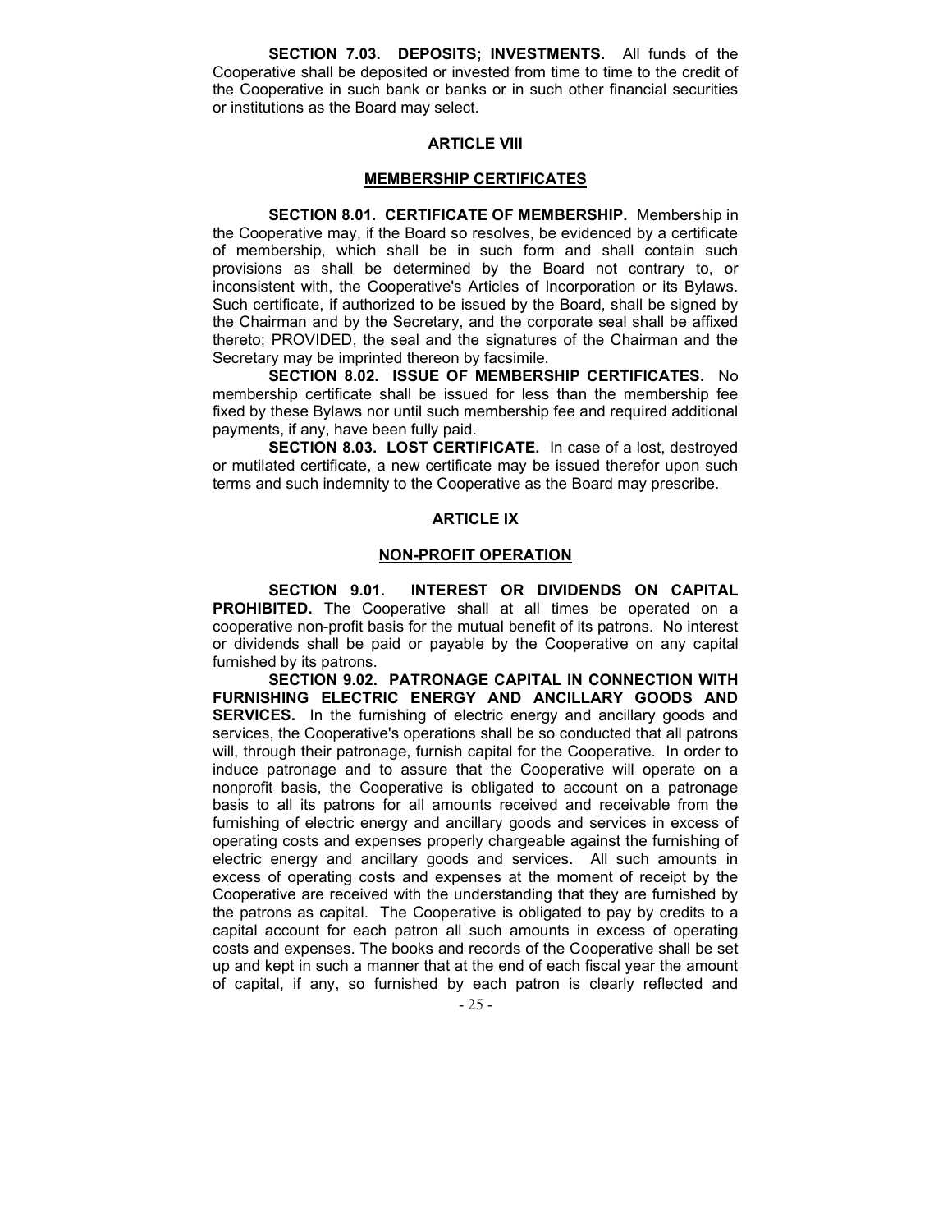**SECTION 7.03. DEPOSITS; INVESTMENTS.** All funds of the Cooperative shall be deposited or invested from time to time to the credit of the Cooperative in such bank or banks or in such other financial securities or institutions as the Board may select.

## ARTICLE VIII

## MEMBERSHIP CERTIFICATES

**SECTION 8.01. CERTIFICATE OF MEMBERSHIP.** Membership in the Cooperative may, if the Board so resolves, be evidenced by a certificate of membership, which shall be in such form and shall contain such provisions as shall be determined by the Board not contrary to, or inconsistent with, the Cooperative's Articles of Incorporation or its Bylaws. Such certificate, if authorized to be issued by the Board, shall be signed by the Chairman and by the Secretary, and the corporate seal shall be affixed thereto; PROVIDED, the seal and the signatures of the Chairman and the Secretary may be imprinted thereon by facsimile.

**SECTION 8.02. ISSUE OF MEMBERSHIP CERTIFICATES.** No membership certificate shall be issued for less than the membership fee fixed by these Bylaws nor until such membership fee and required additional payments, if any, have been fully paid.

**SECTION 8.03. LOST CERTIFICATE.** In case of a lost, destroyed or mutilated certificate, a new certificate may be issued therefor upon such terms and such indemnity to the Cooperative as the Board may prescribe.

## ARTICLE IX

## NON-PROFIT OPERATION

**SECTION 9.01. INTEREST OR DIVIDENDS ON CAPITAL PROHIBITED.** The Cooperative shall at all times be operated on a cooperative non-profit basis for the mutual benefit of its patrons. No interest or dividends shall be paid or payable by the Cooperative on any capital furnished by its patrons.

**SECTION 9.02. PATRONAGE CAPITAL IN CONNECTION WITH FURNISHING ELECTRIC ENERGY AND ANCILLARY GOODS AND SERVICES.** In the furnishing of electric energy and ancillary goods and services, the Cooperative's operations shall be so conducted that all patrons will, through their patronage, furnish capital for the Cooperative. In order to induce patronage and to assure that the Cooperative will operate on a nonprofit basis, the Cooperative is obligated to account on a patronage basis to all its patrons for all amounts received and receivable from the furnishing of electric energy and ancillary goods and services in excess of operating costs and expenses properly chargeable against the furnishing of electric energy and ancillary goods and services. All such amounts in excess of operating costs and expenses at the moment of receipt by the Cooperative are received with the understanding that they are furnished by the patrons as capital. The Cooperative is obligated to pay by credits to a capital account for each patron all such amounts in excess of operating costs and expenses. The books and records of the Cooperative shall be set up and kept in such a manner that at the end of each fiscal year the amount of capital, if any, so furnished by each patron is clearly reflected and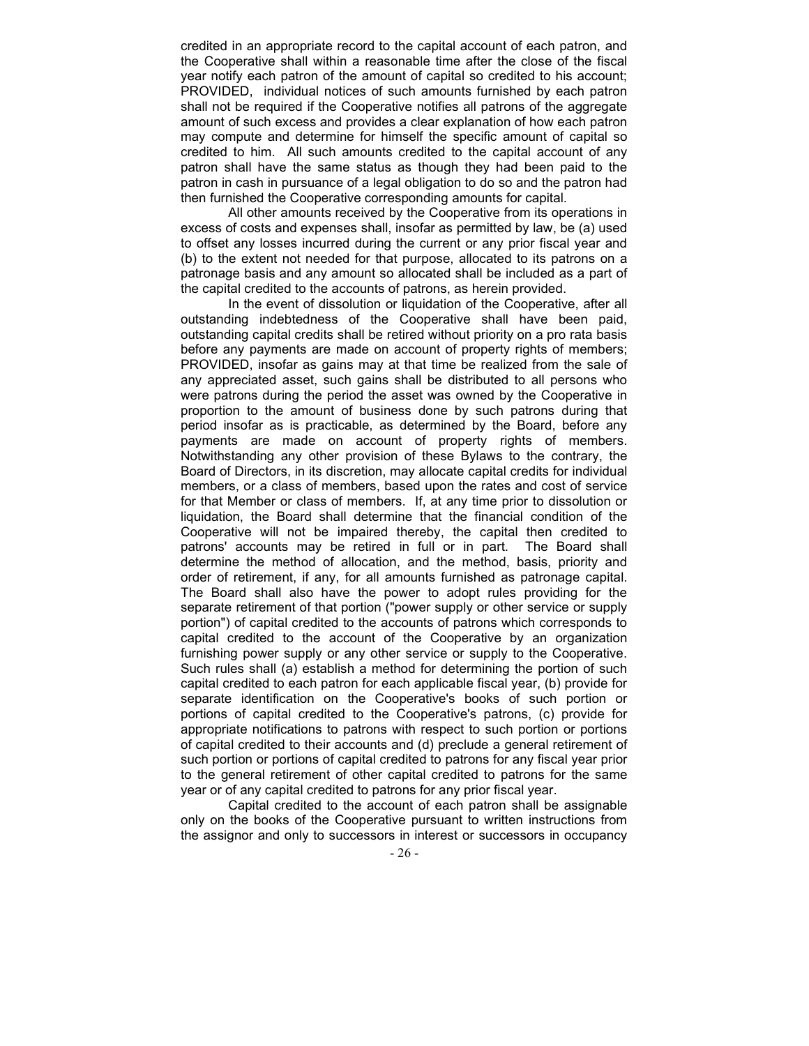credited in an appropriate record to the capital account of each patron, and the Cooperative shall within a reasonable time after the close of the fiscal year notify each patron of the amount of capital so credited to his account; PROVIDED, individual notices of such amounts furnished by each patron shall not be required if the Cooperative notifies all patrons of the aggregate amount of such excess and provides a clear explanation of how each patron may compute and determine for himself the specific amount of capital so credited to him. All such amounts credited to the capital account of any patron shall have the same status as though they had been paid to the patron in cash in pursuance of a legal obligation to do so and the patron had then furnished the Cooperative corresponding amounts for capital.

All other amounts received by the Cooperative from its operations in excess of costs and expenses shall, insofar as permitted by law, be (a) used to offset any losses incurred during the current or any prior fiscal year and (b) to the extent not needed for that purpose, allocated to its patrons on a patronage basis and any amount so allocated shall be included as a part of the capital credited to the accounts of patrons, as herein provided.

In the event of dissolution or liquidation of the Cooperative, after all outstanding indebtedness of the Cooperative shall have been paid, outstanding capital credits shall be retired without priority on a pro rata basis before any payments are made on account of property rights of members; PROVIDED, insofar as gains may at that time be realized from the sale of any appreciated asset, such gains shall be distributed to all persons who were patrons during the period the asset was owned by the Cooperative in proportion to the amount of business done by such patrons during that period insofar as is practicable, as determined by the Board, before any payments are made on account of property rights of members. Notwithstanding any other provision of these Bylaws to the contrary, the Board of Directors, in its discretion, may allocate capital credits for individual members, or a class of members, based upon the rates and cost of service for that Member or class of members. If, at any time prior to dissolution or liquidation, the Board shall determine that the financial condition of the Cooperative will not be impaired thereby, the capital then credited to patrons' accounts may be retired in full or in part. The Board shall determine the method of allocation, and the method, basis, priority and order of retirement, if any, for all amounts furnished as patronage capital. The Board shall also have the power to adopt rules providing for the separate retirement of that portion ("power supply or other service or supply portion") of capital credited to the accounts of patrons which corresponds to capital credited to the account of the Cooperative by an organization furnishing power supply or any other service or supply to the Cooperative. Such rules shall (a) establish a method for determining the portion of such capital credited to each patron for each applicable fiscal year, (b) provide for separate identification on the Cooperative's books of such portion or portions of capital credited to the Cooperative's patrons, (c) provide for appropriate notifications to patrons with respect to such portion or portions of capital credited to their accounts and (d) preclude a general retirement of such portion or portions of capital credited to patrons for any fiscal year prior to the general retirement of other capital credited to patrons for the same year or of any capital credited to patrons for any prior fiscal year.

Capital credited to the account of each patron shall be assignable only on the books of the Cooperative pursuant to written instructions from the assignor and only to successors in interest or successors in occupancy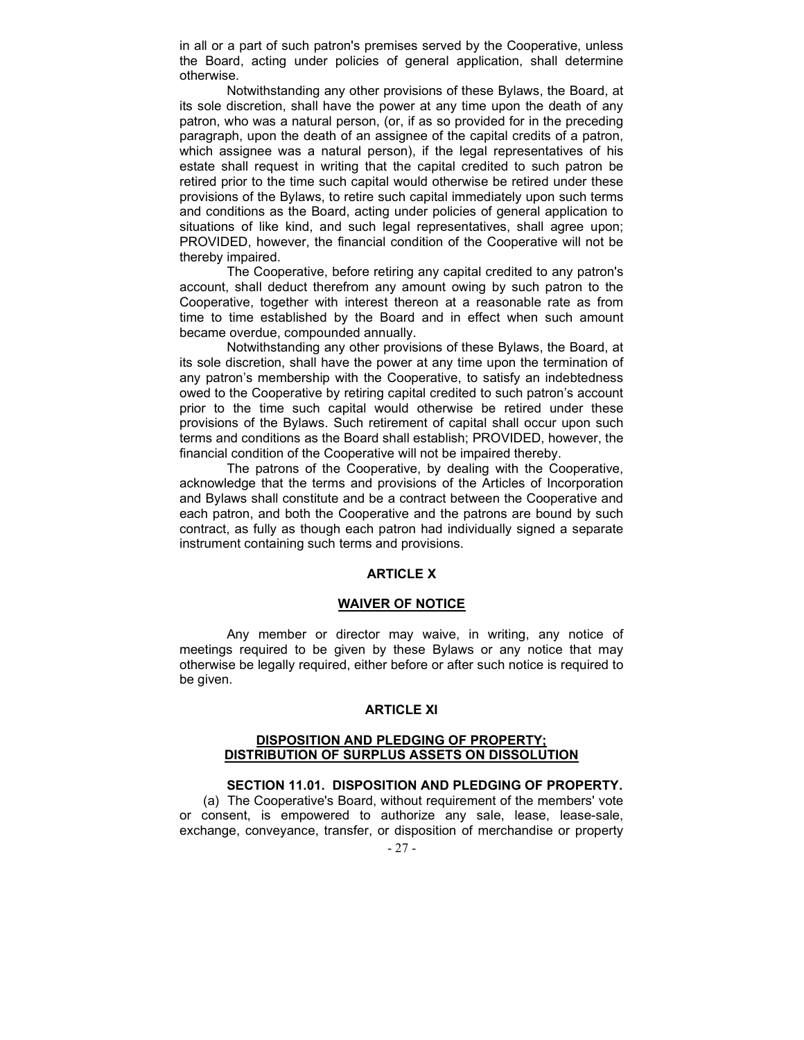in all or a part of such patron's premises served by the Cooperative, unless the Board, acting under policies of general application, shall determine otherwise.

Notwithstanding any other provisions of these Bylaws, the Board, at its sole discretion, shall have the power at any time upon the death of any patron, who was a natural person, (or, if as so provided for in the preceding paragraph, upon the death of an assignee of the capital credits of a patron, which assignee was a natural person), if the legal representatives of his estate shall request in writing that the capital credited to such patron be retired prior to the time such capital would otherwise be retired under these provisions of the Bylaws, to retire such capital immediately upon such terms and conditions as the Board, acting under policies of general application to situations of like kind, and such legal representatives, shall agree upon; PROVIDED, however, the financial condition of the Cooperative will not be thereby impaired.

The Cooperative, before retiring any capital credited to any patron's account, shall deduct therefrom any amount owing by such patron to the Cooperative, together with interest thereon at a reasonable rate as from time to time established by the Board and in effect when such amount became overdue, compounded annually.

Notwithstanding any other provisions of these Bylaws, the Board, at its sole discretion, shall have the power at any time upon the termination of any patron's membership with the Cooperative, to satisfy an indebtedness owed to the Cooperative by retiring capital credited to such patron's account prior to the time such capital would otherwise be retired under these provisions of the Bylaws. Such retirement of capital shall occur upon such terms and conditions as the Board shall establish; PROVIDED, however, the financial condition of the Cooperative will not be impaired thereby.

The patrons of the Cooperative, by dealing with the Cooperative, acknowledge that the terms and provisions of the Articles of Incorporation and Bylaws shall constitute and be a contract between the Cooperative and each patron, and both the Cooperative and the patrons are bound by such contract, as fully as though each patron had individually signed a separate instrument containing such terms and provisions.

# ARTICLE X

## WAIVER OF NOTICE

Any member or director may waive, in writing, any notice of meetings required to be given by these Bylaws or any notice that may otherwise be legally required, either before or after such notice is required to be given.

# ARTICLE XI

## DISPOSITION AND PLEDGING OF PROPERTY; DISTRIBUTION OF SURPLUS ASSETS ON DISSOLUTION

### SECTION 11.01. DISPOSITION AND PLEDGING OF PROPERTY.

(a) The Cooperative's Board, without requirement of the members' vote or consent, is empowered to authorize any sale, lease, lease-sale, exchange, conveyance, transfer, or disposition of merchandise or property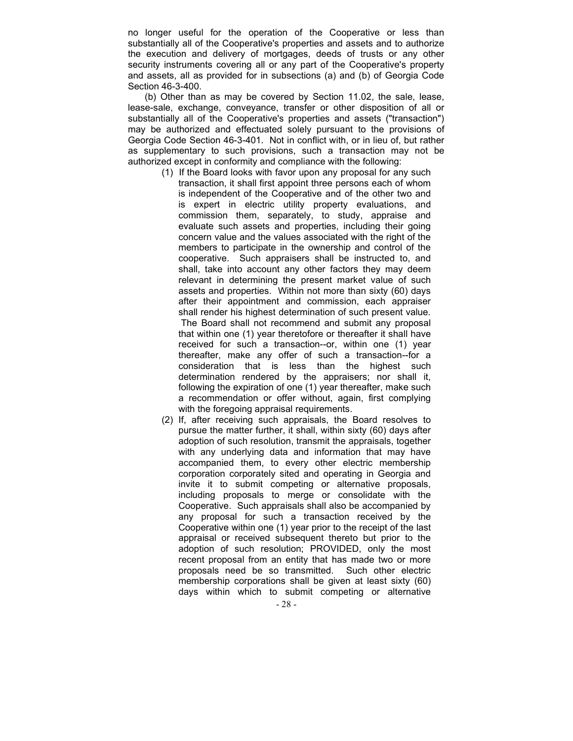no longer useful for the operation of the Cooperative or less than substantially all of the Cooperative's properties and assets and to authorize the execution and delivery of mortgages, deeds of trusts or any other security instruments covering all or any part of the Cooperative's property and assets, all as provided for in subsections (a) and (b) of Georgia Code Section 46-3-400.

(b) Other than as may be covered by Section 11.02, the sale, lease, lease-sale, exchange, conveyance, transfer or other disposition of all or substantially all of the Cooperative's properties and assets ("transaction") may be authorized and effectuated solely pursuant to the provisions of Georgia Code Section 46-3-401. Not in conflict with, or in lieu of, but rather as supplementary to such provisions, such a transaction may not be authorized except in conformity and compliance with the following:

(1) If the Board looks with favor upon any proposal for any such transaction, it shall first appoint three persons each of whom is independent of the Cooperative and of the other two and is expert in electric utility property evaluations, and commission them, separately, to study, appraise and evaluate such assets and properties, including their going concern value and the values associated with the right of the members to participate in the ownership and control of the cooperative. Such appraisers shall be instructed to, and shall, take into account any other factors they may deem relevant in determining the present market value of such assets and properties. Within not more than sixty (60) days after their appointment and commission, each appraiser shall render his highest determination of such present value. The Board shall not recommend and submit any proposal that within one (1) year theretofore or thereafter it shall have received for such a transaction--or, within one (1) year thereafter, make any offer of such a transaction--for a consideration that is less than the highest such determination rendered by the appraisers; nor shall it, following the expiration of one (1) year thereafter, make such a recommendation or offer without, again, first complying with the foregoing appraisal requirements.

(2) If, after receiving such appraisals, the Board resolves to pursue the matter further, it shall, within sixty (60) days after adoption of such resolution, transmit the appraisals, together with any underlying data and information that may have accompanied them, to every other electric membership corporation corporately sited and operating in Georgia and invite it to submit competing or alternative proposals, including proposals to merge or consolidate with the Cooperative. Such appraisals shall also be accompanied by any proposal for such a transaction received by the Cooperative within one (1) year prior to the receipt of the last appraisal or received subsequent thereto but prior to the adoption of such resolution; PROVIDED, only the most recent proposal from an entity that has made two or more proposals need be so transmitted. Such other electric membership corporations shall be given at least sixty (60) days within which to submit competing or alternative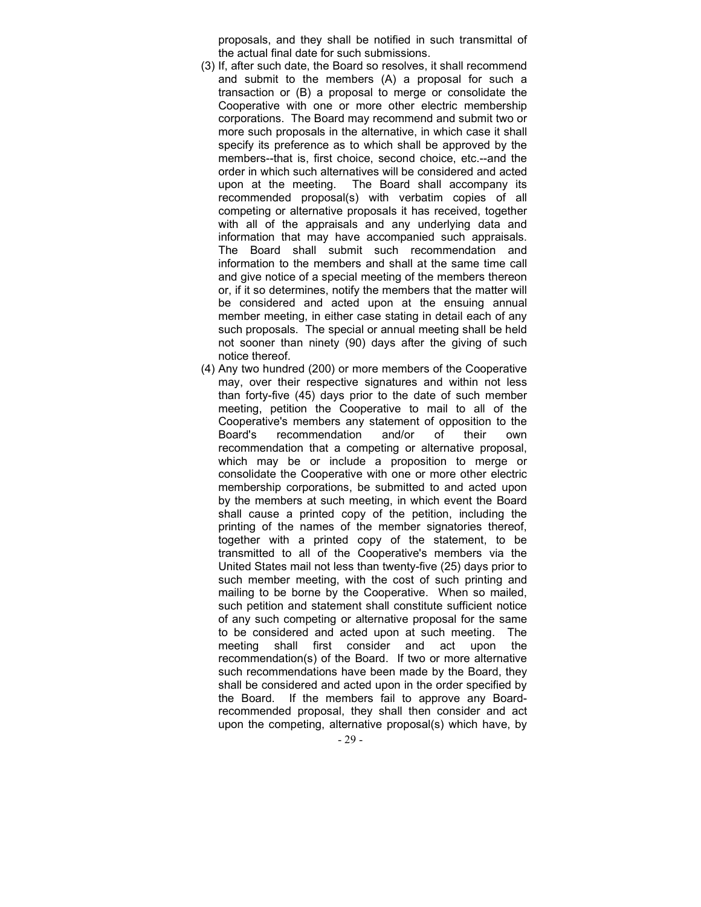proposals, and they shall be notified in such transmittal of the actual final date for such submissions.

(3) If, after such date, the Board so resolves, it shall recommend and submit to the members (A) a proposal for such a transaction or (B) a proposal to merge or consolidate the Cooperative with one or more other electric membership corporations. The Board may recommend and submit two or more such proposals in the alternative, in which case it shall specify its preference as to which shall be approved by the members--that is, first choice, second choice, etc.--and the order in which such alternatives will be considered and acted upon at the meeting. The Board shall accompany its recommended proposal(s) with verbatim copies of all competing or alternative proposals it has received, together with all of the appraisals and any underlying data and information that may have accompanied such appraisals. The Board shall submit such recommendation and information to the members and shall at the same time call and give notice of a special meeting of the members thereon or, if it so determines, notify the members that the matter will be considered and acted upon at the ensuing annual member meeting, in either case stating in detail each of any such proposals. The special or annual meeting shall be held not sooner than ninety (90) days after the giving of such notice thereof.

(4) Any two hundred (200) or more members of the Cooperative may, over their respective signatures and within not less than forty-five (45) days prior to the date of such member meeting, petition the Cooperative to mail to all of the Cooperative's members any statement of opposition to the Board's recommendation and/or of their own recommendation that a competing or alternative proposal, which may be or include a proposition to merge or consolidate the Cooperative with one or more other electric membership corporations, be submitted to and acted upon by the members at such meeting, in which event the Board shall cause a printed copy of the petition, including the printing of the names of the member signatories thereof, together with a printed copy of the statement, to be transmitted to all of the Cooperative's members via the United States mail not less than twenty-five (25) days prior to such member meeting, with the cost of such printing and mailing to be borne by the Cooperative. When so mailed, such petition and statement shall constitute sufficient notice of any such competing or alternative proposal for the same to be considered and acted upon at such meeting. The meeting shall first consider and act upon the recommendation(s) of the Board. If two or more alternative such recommendations have been made by the Board, they shall be considered and acted upon in the order specified by the Board. If the members fail to approve any Board-recommended proposal, they shall then consider and act upon the competing, alternative proposal(s) which have, by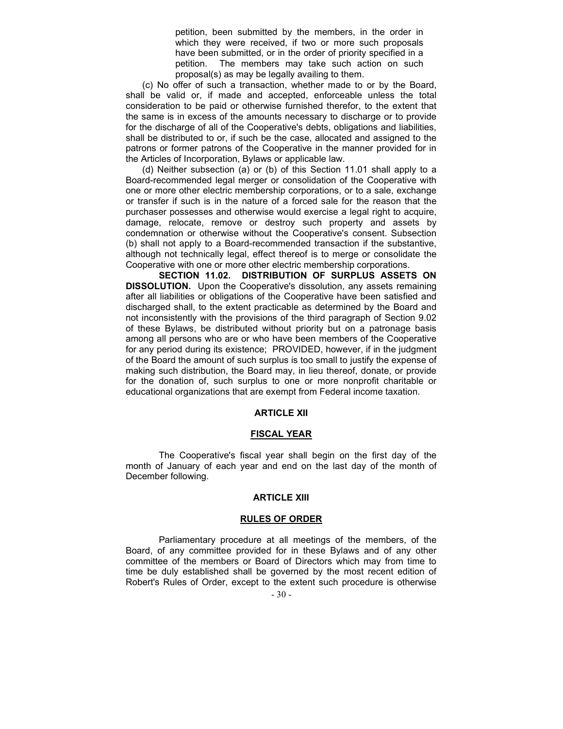petition, been submitted by the members, in the order in which they were received, if two or more such proposals have been submitted, or in the order of priority specified in a petition. The members may take such action on such proposal(s) as may be legally availing to them.

(c) No offer of such a transaction, whether made to or by the Board, shall be valid or, if made and accepted, enforceable unless the total consideration to be paid or otherwise furnished therefor, to the extent that the same is in excess of the amounts necessary to discharge or to provide for the discharge of all of the Cooperative's debts, obligations and liabilities, shall be distributed to or, if such be the case, allocated and assigned to the patrons or former patrons of the Cooperative in the manner provided for in the Articles of Incorporation, Bylaws or applicable law.

(d) Neither subsection (a) or (b) of this Section 11.01 shall apply to a Board-recommended legal merger or consolidation of the Cooperative with one or more other electric membership corporations, or to a sale, exchange or transfer if such is in the nature of a forced sale for the reason that the purchaser possesses and otherwise would exercise a legal right to acquire, damage, relocate, remove or destroy such property and assets by condemnation or otherwise without the Cooperative's consent. Subsection (b) shall not apply to a Board-recommended transaction if the substantive, although not technically legal, effect thereof is to merge or consolidate the Cooperative with one or more other electric membership corporations.

**SECTION 11.02. DISTRIBUTION OF SURPLUS ASSETS ON DISSOLUTION.** Upon the Cooperative's dissolution, any assets remaining after all liabilities or obligations of the Cooperative have been satisfied and discharged shall, to the extent practicable as determined by the Board and not inconsistently with the provisions of the third paragraph of Section 9.02 of these Bylaws, be distributed without priority but on a patronage basis among all persons who are or who have been members of the Cooperative for any period during its existence; PROVIDED, however, if in the judgment of the Board the amount of such surplus is too small to justify the expense of making such distribution, the Board may, in lieu thereof, donate, or provide for the donation of, such surplus to one or more nonprofit charitable or educational organizations that are exempt from Federal income taxation.

## ARTICLE XII

## FISCAL YEAR

The Cooperative's fiscal year shall begin on the first day of the month of January of each year and end on the last day of the month of December following.

## ARTICLE XIII

## RULES OF ORDER

Parliamentary procedure at all meetings of the members, of the Board, of any committee provided for in these Bylaws and of any other committee of the members or Board of Directors which may from time to time be duly established shall be governed by the most recent edition of Robert's Rules of Order, except to the extent such procedure is otherwise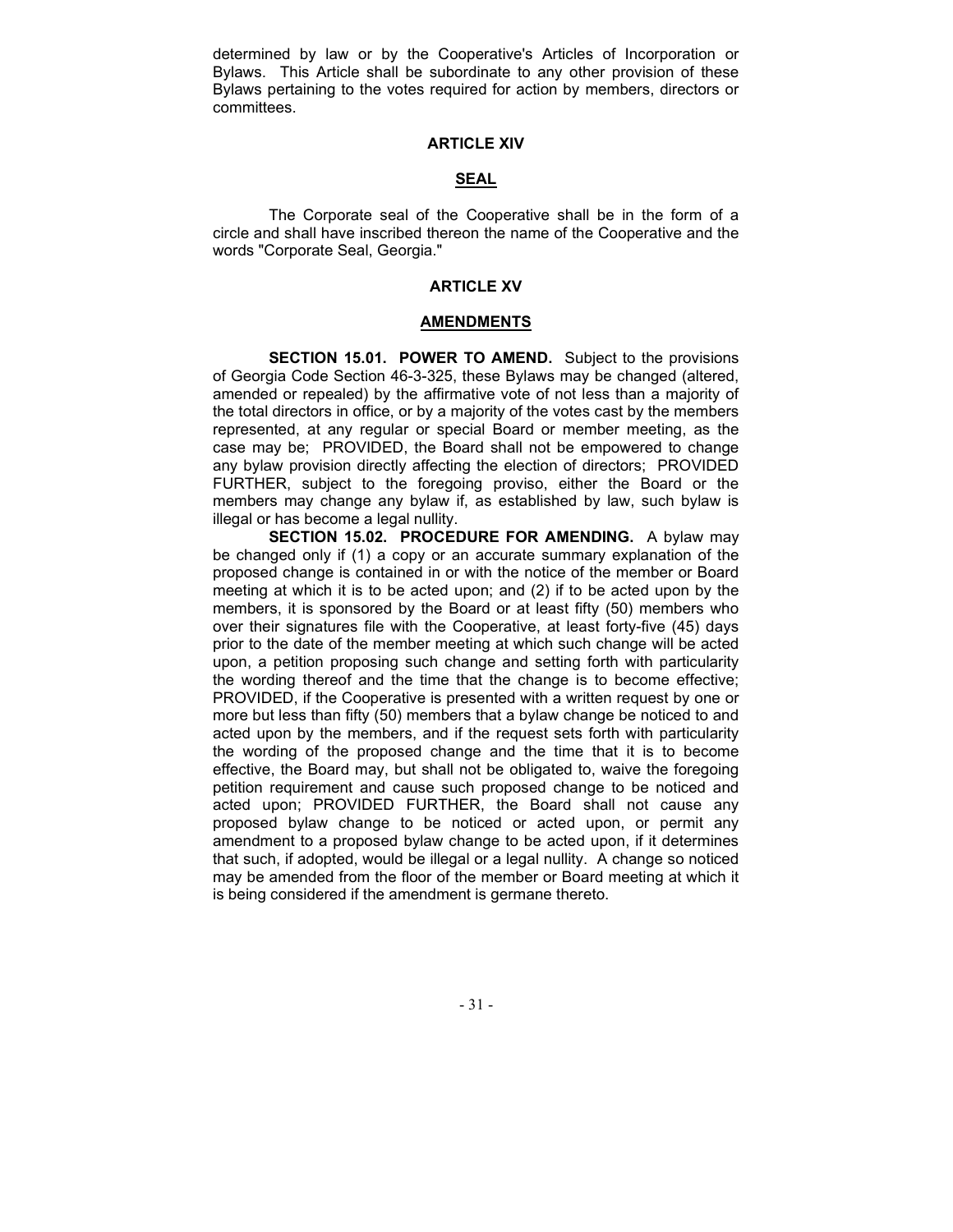determined by law or by the Cooperative's Articles of Incorporation or Bylaws. This Article shall be subordinate to any other provision of these Bylaws pertaining to the votes required for action by members, directors or committees.

## ARTICLE XIV

## SEAL

The Corporate seal of the Cooperative shall be in the form of a circle and shall have inscribed thereon the name of the Cooperative and the words "Corporate Seal, Georgia."

## ARTICLE XV

## AMENDMENTS

**SECTION 15.01. POWER TO AMEND.** Subject to the provisions of Georgia Code Section 46-3-325, these Bylaws may be changed (altered, amended or repealed) by the affirmative vote of not less than a majority of the total directors in office, or by a majority of the votes cast by the members represented, at any regular or special Board or member meeting, as the case may be; PROVIDED, the Board shall not be empowered to change any bylaw provision directly affecting the election of directors; PROVIDED FURTHER, subject to the foregoing proviso, either the Board or the members may change any bylaw if, as established by law, such bylaw is illegal or has become a legal nullity.

**SECTION 15.02. PROCEDURE FOR AMENDING.** A bylaw may be changed only if (1) a copy or an accurate summary explanation of the proposed change is contained in or with the notice of the member or Board meeting at which it is to be acted upon; and (2) if to be acted upon by the members, it is sponsored by the Board or at least fifty (50) members who over their signatures file with the Cooperative, at least forty-five (45) days prior to the date of the member meeting at which such change will be acted upon, a petition proposing such change and setting forth with particularity the wording thereof and the time that the change is to become effective; PROVIDED, if the Cooperative is presented with a written request by one or more but less than fifty (50) members that a bylaw change be noticed to and acted upon by the members, and if the request sets forth with particularity the wording of the proposed change and the time that it is to become effective, the Board may, but shall not be obligated to, waive the foregoing petition requirement and cause such proposed change to be noticed and acted upon; PROVIDED FURTHER, the Board shall not cause any proposed bylaw change to be noticed or acted upon, or permit any amendment to a proposed bylaw change to be acted upon, if it determines that such, if adopted, would be illegal or a legal nullity. A change so noticed may be amended from the floor of the member or Board meeting at which it is being considered if the amendment is germane thereto.